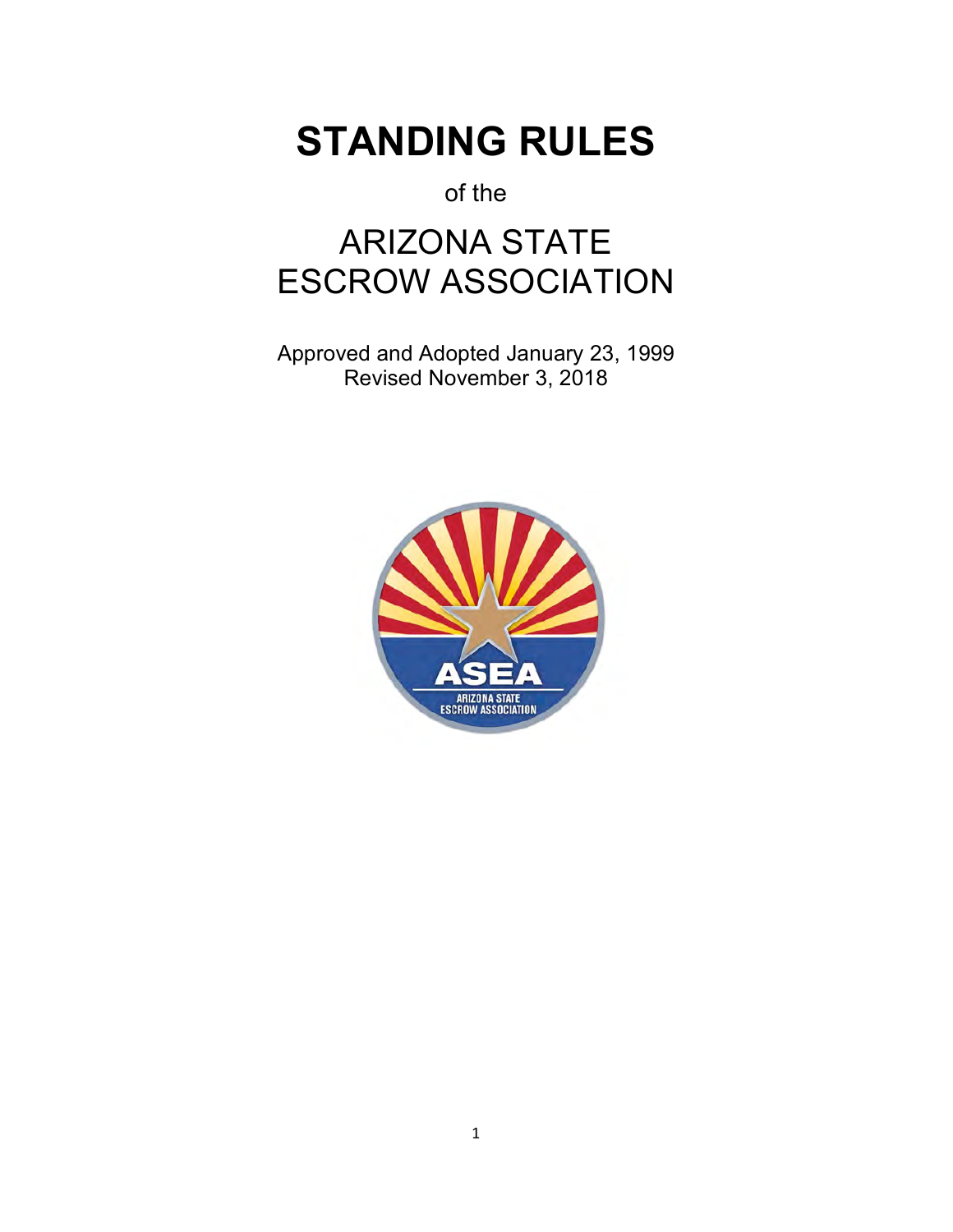# STANDING RULES

of the

## ARIZONA STATE ESCROW ASSOCIATION

Approved and Adopted January 23, 1999
Revised November 3, 2018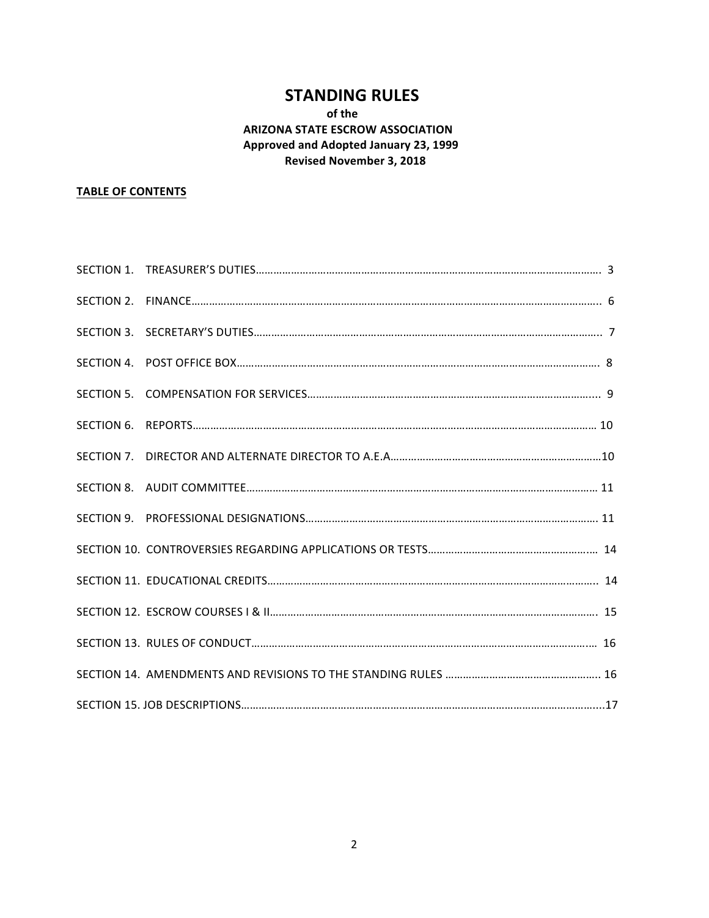# STANDING RULES

**of the**

**ARIZONA STATE ESCROW ASSOCIATION**

**Approved and Adopted January 23, 1999**

**Revised November 3, 2018**

**TABLE OF CONTENTS**

| Section | Title | Page |
| --- | --- | --- |
| SECTION 1. | TREASURER'S DUTIES | 3 |
| SECTION 2. | FINANCE | 6 |
| SECTION 3. | SECRETARY'S DUTIES | 7 |
| SECTION 4. | POST OFFICE BOX | 8 |
| SECTION 5. | COMPENSATION FOR SERVICES | 9 |
| SECTION 6. | REPORTS | 10 |
| SECTION 7. | DIRECTOR AND ALTERNATE DIRECTOR TO A.E.A | 10 |
| SECTION 8. | AUDIT COMMITTEE | 11 |
| SECTION 9. | PROFESSIONAL DESIGNATIONS | 11 |
| SECTION 10. | CONTROVERSIES REGARDING APPLICATIONS OR TESTS | 14 |
| SECTION 11. | EDUCATIONAL CREDITS | 14 |
| SECTION 12. | ESCROW COURSES I & II | 15 |
| SECTION 13. | RULES OF CONDUCT | 16 |
| SECTION 14. | AMENDMENTS AND REVISIONS TO THE STANDING RULES | 16 |
| SECTION 15. | JOB DESCRIPTIONS | 17 |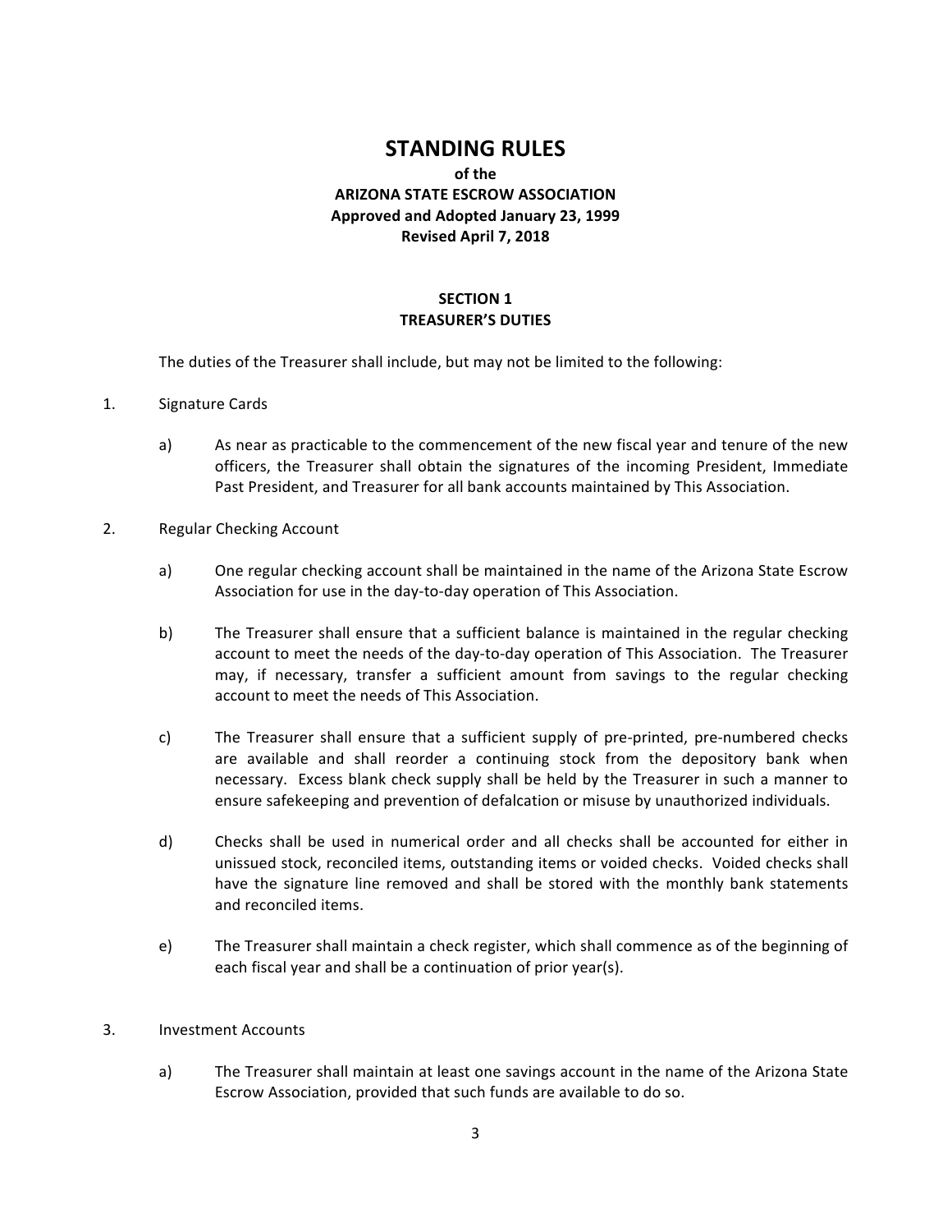# STANDING RULES

**of the**

**ARIZONA STATE ESCROW ASSOCIATION**

**Approved and Adopted January 23, 1999**

**Revised April 7, 2018**

## SECTION 1
## TREASURER'S DUTIES

The duties of the Treasurer shall include, but may not be limited to the following:

1. Signature Cards

    a) As near as practicable to the commencement of the new fiscal year and tenure of the new officers, the Treasurer shall obtain the signatures of the incoming President, Immediate Past President, and Treasurer for all bank accounts maintained by This Association.

2. Regular Checking Account

    a) One regular checking account shall be maintained in the name of the Arizona State Escrow Association for use in the day-to-day operation of This Association.

    b) The Treasurer shall ensure that a sufficient balance is maintained in the regular checking account to meet the needs of the day-to-day operation of This Association. The Treasurer may, if necessary, transfer a sufficient amount from savings to the regular checking account to meet the needs of This Association.

    c) The Treasurer shall ensure that a sufficient supply of pre-printed, pre-numbered checks are available and shall reorder a continuing stock from the depository bank when necessary. Excess blank check supply shall be held by the Treasurer in such a manner to ensure safekeeping and prevention of defalcation or misuse by unauthorized individuals.

    d) Checks shall be used in numerical order and all checks shall be accounted for either in unissued stock, reconciled items, outstanding items or voided checks. Voided checks shall have the signature line removed and shall be stored with the monthly bank statements and reconciled items.

    e) The Treasurer shall maintain a check register, which shall commence as of the beginning of each fiscal year and shall be a continuation of prior year(s).

3. Investment Accounts

    a) The Treasurer shall maintain at least one savings account in the name of the Arizona State Escrow Association, provided that such funds are available to do so.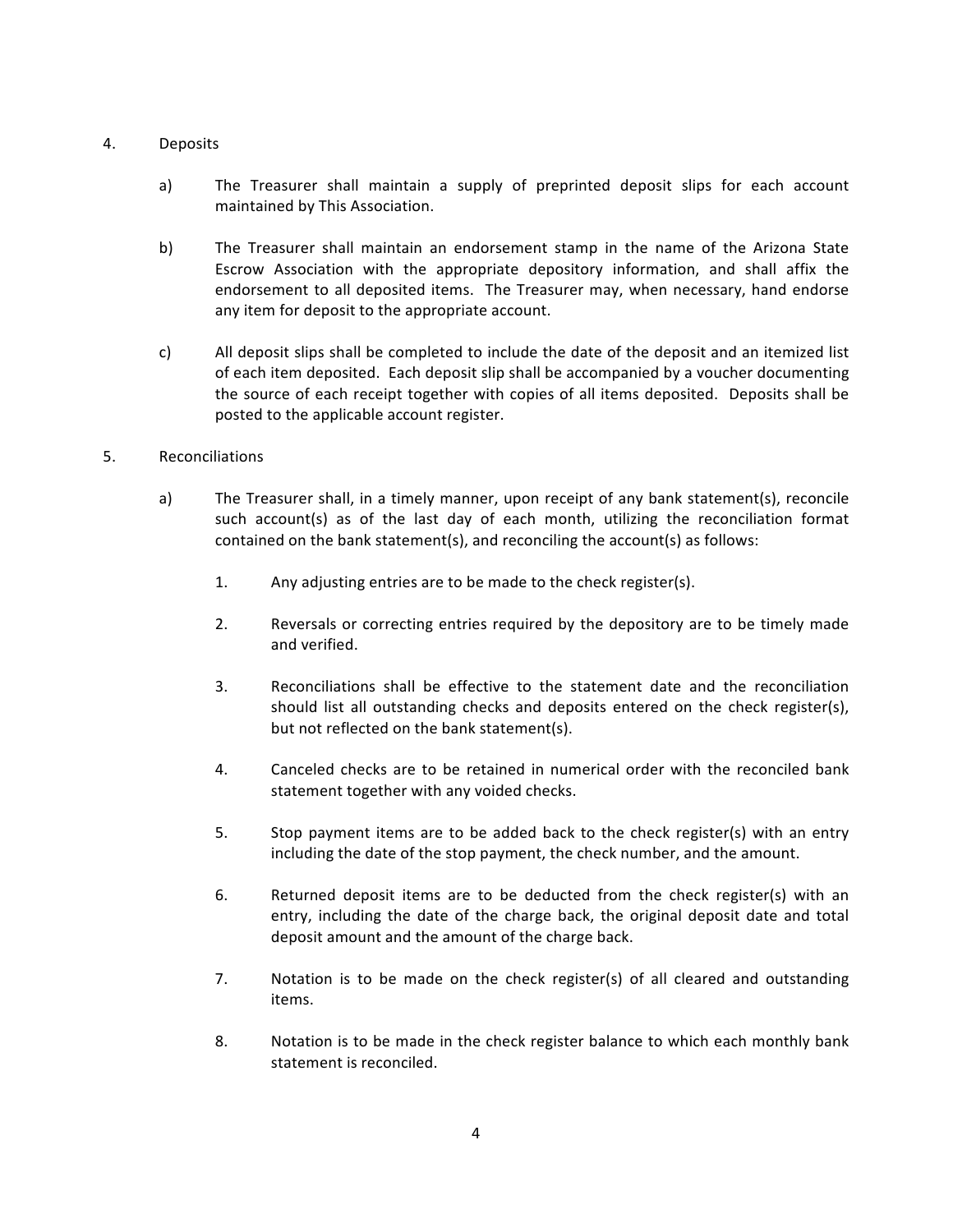4. Deposits

   a) The Treasurer shall maintain a supply of preprinted deposit slips for each account maintained by This Association.

   b) The Treasurer shall maintain an endorsement stamp in the name of the Arizona State Escrow Association with the appropriate depository information, and shall affix the endorsement to all deposited items. The Treasurer may, when necessary, hand endorse any item for deposit to the appropriate account.

   c) All deposit slips shall be completed to include the date of the deposit and an itemized list of each item deposited. Each deposit slip shall be accompanied by a voucher documenting the source of each receipt together with copies of all items deposited. Deposits shall be posted to the applicable account register.

5. Reconciliations

   a) The Treasurer shall, in a timely manner, upon receipt of any bank statement(s), reconcile such account(s) as of the last day of each month, utilizing the reconciliation format contained on the bank statement(s), and reconciling the account(s) as follows:

      1. Any adjusting entries are to be made to the check register(s).

      2. Reversals or correcting entries required by the depository are to be timely made and verified.

      3. Reconciliations shall be effective to the statement date and the reconciliation should list all outstanding checks and deposits entered on the check register(s), but not reflected on the bank statement(s).

      4. Canceled checks are to be retained in numerical order with the reconciled bank statement together with any voided checks.

      5. Stop payment items are to be added back to the check register(s) with an entry including the date of the stop payment, the check number, and the amount.

      6. Returned deposit items are to be deducted from the check register(s) with an entry, including the date of the charge back, the original deposit date and total deposit amount and the amount of the charge back.

      7. Notation is to be made on the check register(s) of all cleared and outstanding items.

      8. Notation is to be made in the check register balance to which each monthly bank statement is reconciled.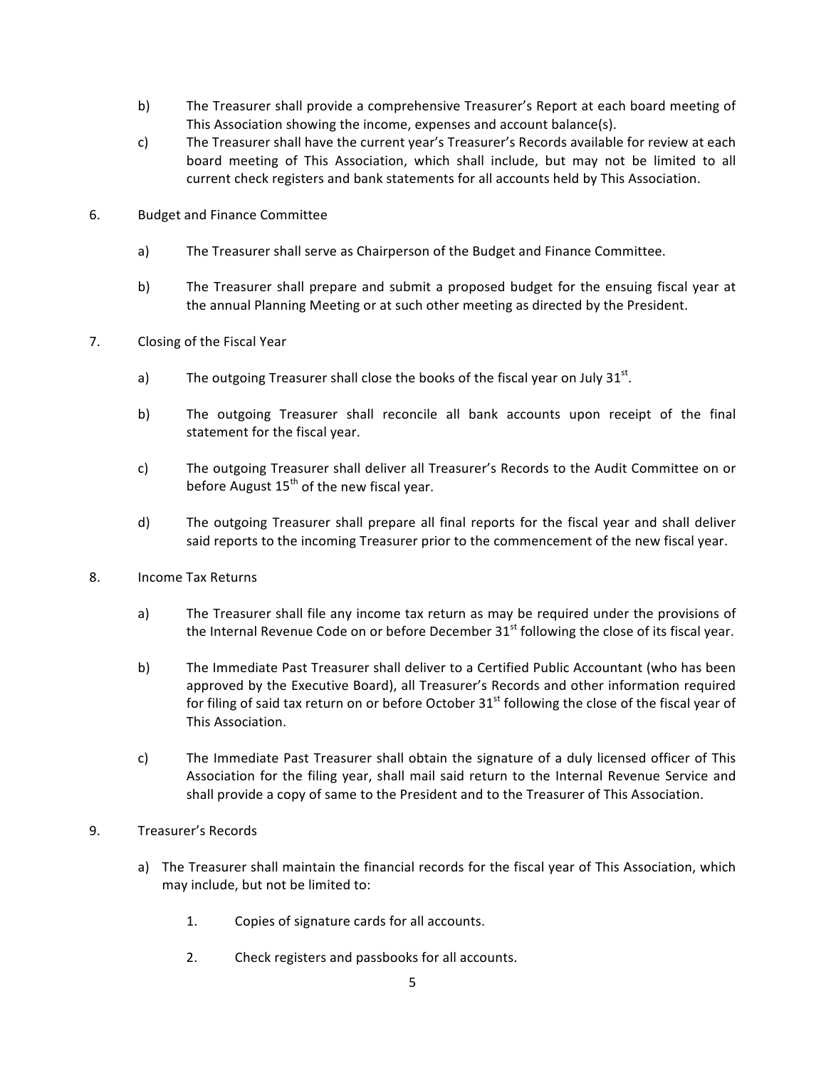b) The Treasurer shall provide a comprehensive Treasurer's Report at each board meeting of This Association showing the income, expenses and account balance(s).

c) The Treasurer shall have the current year's Treasurer's Records available for review at each board meeting of This Association, which shall include, but may not be limited to all current check registers and bank statements for all accounts held by This Association.

6. Budget and Finance Committee

   a) The Treasurer shall serve as Chairperson of the Budget and Finance Committee.

   b) The Treasurer shall prepare and submit a proposed budget for the ensuing fiscal year at the annual Planning Meeting or at such other meeting as directed by the President.

7. Closing of the Fiscal Year

   a) The outgoing Treasurer shall close the books of the fiscal year on July 31st.

   b) The outgoing Treasurer shall reconcile all bank accounts upon receipt of the final statement for the fiscal year.

   c) The outgoing Treasurer shall deliver all Treasurer's Records to the Audit Committee on or before August 15th of the new fiscal year.

   d) The outgoing Treasurer shall prepare all final reports for the fiscal year and shall deliver said reports to the incoming Treasurer prior to the commencement of the new fiscal year.

8. Income Tax Returns

   a) The Treasurer shall file any income tax return as may be required under the provisions of the Internal Revenue Code on or before December 31st following the close of its fiscal year.

   b) The Immediate Past Treasurer shall deliver to a Certified Public Accountant (who has been approved by the Executive Board), all Treasurer's Records and other information required for filing of said tax return on or before October 31st following the close of the fiscal year of This Association.

   c) The Immediate Past Treasurer shall obtain the signature of a duly licensed officer of This Association for the filing year, shall mail said return to the Internal Revenue Service and shall provide a copy of same to the President and to the Treasurer of This Association.

9. Treasurer's Records

   a) The Treasurer shall maintain the financial records for the fiscal year of This Association, which may include, but not be limited to:

      1. Copies of signature cards for all accounts.

      2. Check registers and passbooks for all accounts.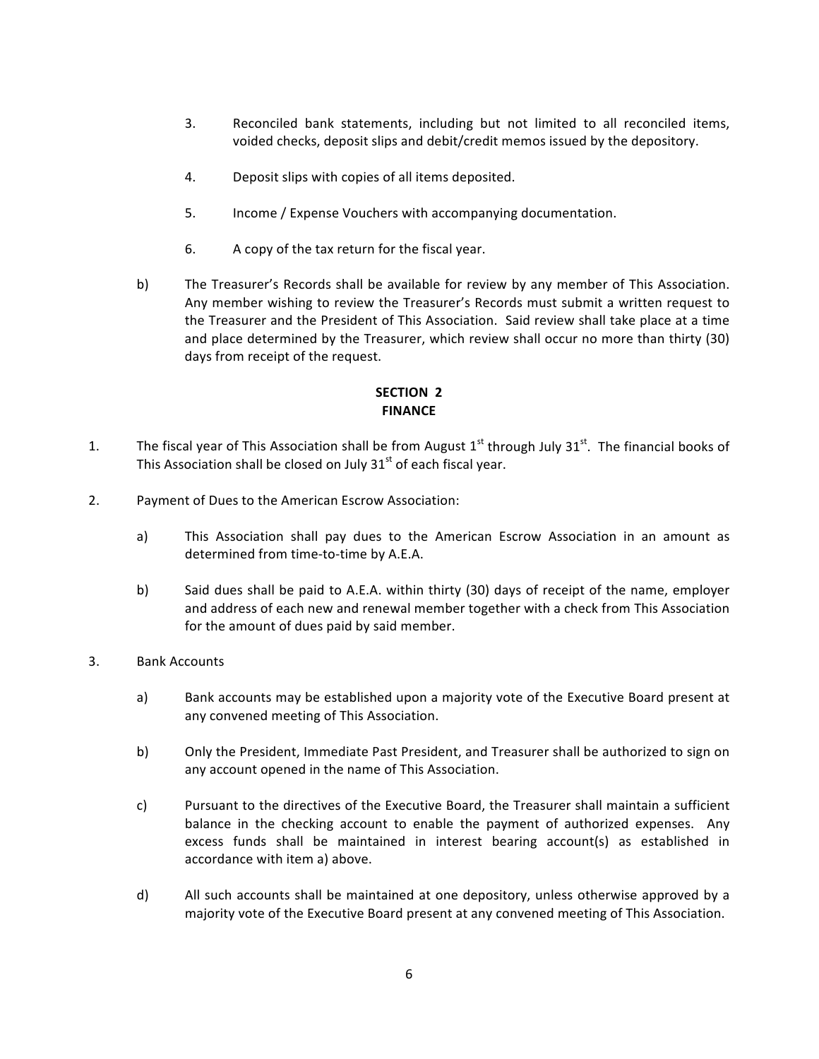3. Reconciled bank statements, including but not limited to all reconciled items, voided checks, deposit slips and debit/credit memos issued by the depository.

4. Deposit slips with copies of all items deposited.

5. Income / Expense Vouchers with accompanying documentation.

6. A copy of the tax return for the fiscal year.

b) The Treasurer's Records shall be available for review by any member of This Association. Any member wishing to review the Treasurer's Records must submit a written request to the Treasurer and the President of This Association. Said review shall take place at a time and place determined by the Treasurer, which review shall occur no more than thirty (30) days from receipt of the request.

**SECTION 2**
**FINANCE**

1. The fiscal year of This Association shall be from August 1st through July 31st. The financial books of This Association shall be closed on July 31st of each fiscal year.

2. Payment of Dues to the American Escrow Association:

   a) This Association shall pay dues to the American Escrow Association in an amount as determined from time-to-time by A.E.A.

   b) Said dues shall be paid to A.E.A. within thirty (30) days of receipt of the name, employer and address of each new and renewal member together with a check from This Association for the amount of dues paid by said member.

3. Bank Accounts

   a) Bank accounts may be established upon a majority vote of the Executive Board present at any convened meeting of This Association.

   b) Only the President, Immediate Past President, and Treasurer shall be authorized to sign on any account opened in the name of This Association.

   c) Pursuant to the directives of the Executive Board, the Treasurer shall maintain a sufficient balance in the checking account to enable the payment of authorized expenses. Any excess funds shall be maintained in interest bearing account(s) as established in accordance with item a) above.

   d) All such accounts shall be maintained at one depository, unless otherwise approved by a majority vote of the Executive Board present at any convened meeting of This Association.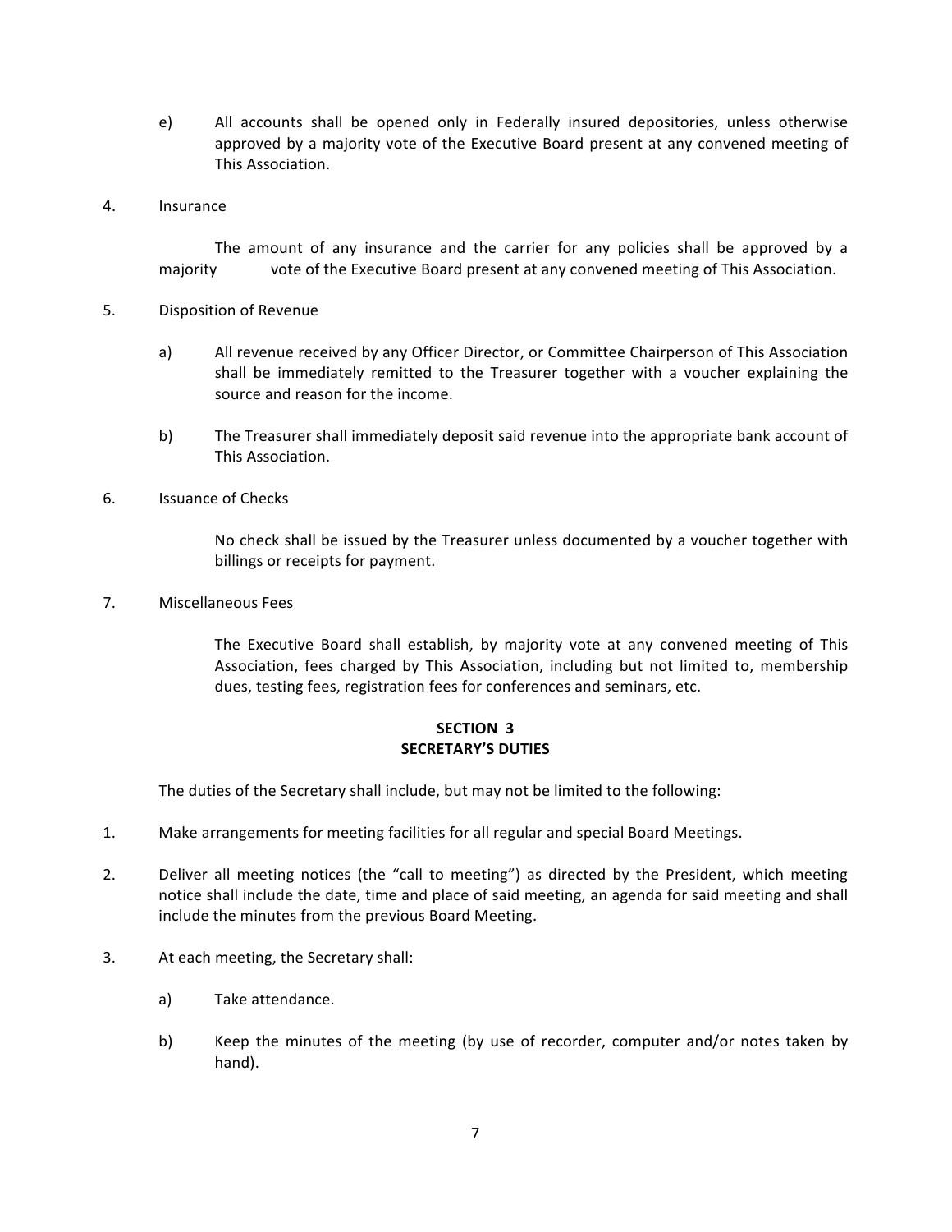e) All accounts shall be opened only in Federally insured depositories, unless otherwise approved by a majority vote of the Executive Board present at any convened meeting of This Association.

4. Insurance

The amount of any insurance and the carrier for any policies shall be approved by a majority vote of the Executive Board present at any convened meeting of This Association.

5. Disposition of Revenue

a) All revenue received by any Officer Director, or Committee Chairperson of This Association shall be immediately remitted to the Treasurer together with a voucher explaining the source and reason for the income.

b) The Treasurer shall immediately deposit said revenue into the appropriate bank account of This Association.

6. Issuance of Checks

No check shall be issued by the Treasurer unless documented by a voucher together with billings or receipts for payment.

7. Miscellaneous Fees

The Executive Board shall establish, by majority vote at any convened meeting of This Association, fees charged by This Association, including but not limited to, membership dues, testing fees, registration fees for conferences and seminars, etc.

## SECTION 3
## SECRETARY'S DUTIES

The duties of the Secretary shall include, but may not be limited to the following:

1. Make arrangements for meeting facilities for all regular and special Board Meetings.

2. Deliver all meeting notices (the "call to meeting") as directed by the President, which meeting notice shall include the date, time and place of said meeting, an agenda for said meeting and shall include the minutes from the previous Board Meeting.

3. At each meeting, the Secretary shall:

   a) Take attendance.

   b) Keep the minutes of the meeting (by use of recorder, computer and/or notes taken by hand).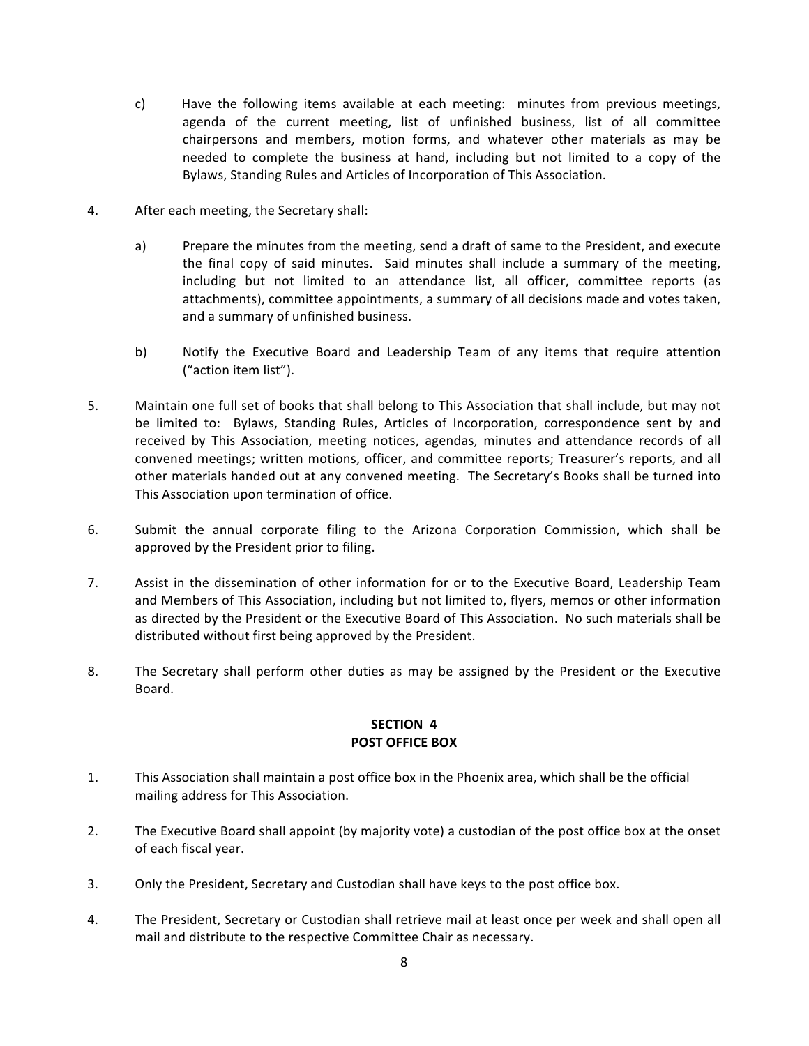c) Have the following items available at each meeting: minutes from previous meetings, agenda of the current meeting, list of unfinished business, list of all committee chairpersons and members, motion forms, and whatever other materials as may be needed to complete the business at hand, including but not limited to a copy of the Bylaws, Standing Rules and Articles of Incorporation of This Association.

4. After each meeting, the Secretary shall:

   a) Prepare the minutes from the meeting, send a draft of same to the President, and execute the final copy of said minutes. Said minutes shall include a summary of the meeting, including but not limited to an attendance list, all officer, committee reports (as attachments), committee appointments, a summary of all decisions made and votes taken, and a summary of unfinished business.

   b) Notify the Executive Board and Leadership Team of any items that require attention ("action item list").

5. Maintain one full set of books that shall belong to This Association that shall include, but may not be limited to: Bylaws, Standing Rules, Articles of Incorporation, correspondence sent by and received by This Association, meeting notices, agendas, minutes and attendance records of all convened meetings; written motions, officer, and committee reports; Treasurer's reports, and all other materials handed out at any convened meeting. The Secretary's Books shall be turned into This Association upon termination of office.

6. Submit the annual corporate filing to the Arizona Corporation Commission, which shall be approved by the President prior to filing.

7. Assist in the dissemination of other information for or to the Executive Board, Leadership Team and Members of This Association, including but not limited to, flyers, memos or other information as directed by the President or the Executive Board of This Association. No such materials shall be distributed without first being approved by the President.

8. The Secretary shall perform other duties as may be assigned by the President or the Executive Board.

## SECTION 4
## POST OFFICE BOX

1. This Association shall maintain a post office box in the Phoenix area, which shall be the official mailing address for This Association.

2. The Executive Board shall appoint (by majority vote) a custodian of the post office box at the onset of each fiscal year.

3. Only the President, Secretary and Custodian shall have keys to the post office box.

4. The President, Secretary or Custodian shall retrieve mail at least once per week and shall open all mail and distribute to the respective Committee Chair as necessary.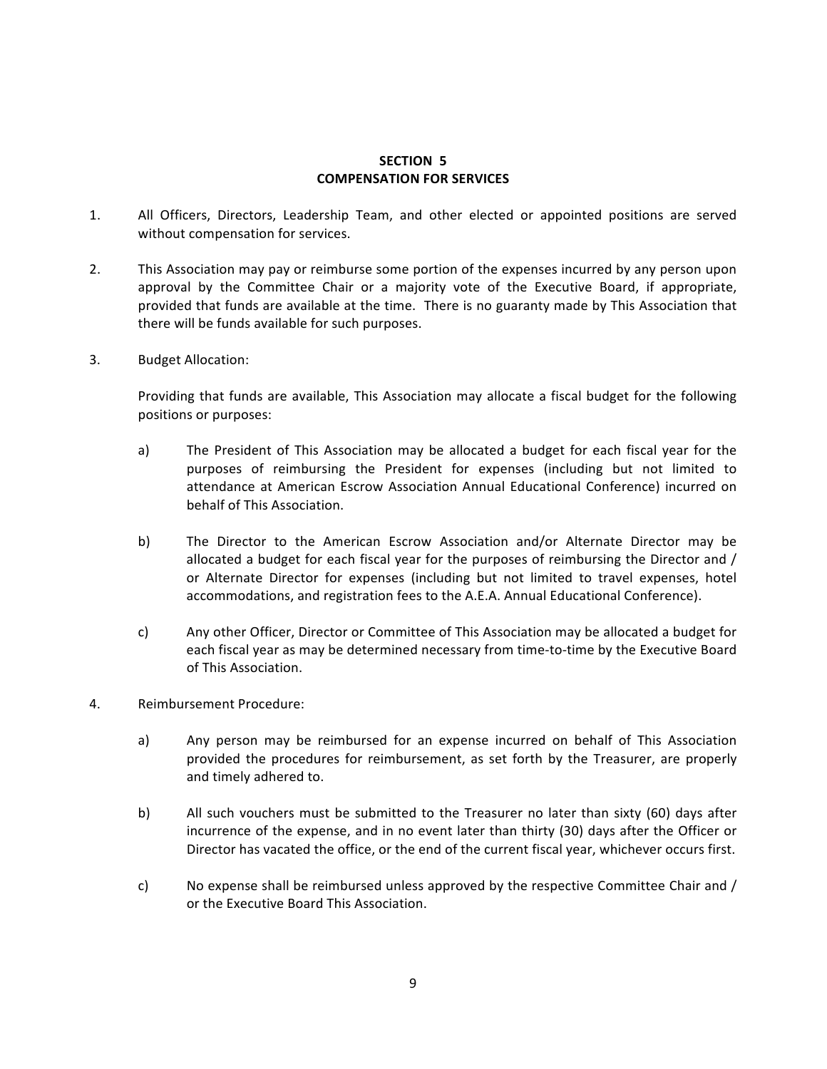## SECTION 5
## COMPENSATION FOR SERVICES

1. All Officers, Directors, Leadership Team, and other elected or appointed positions are served without compensation for services.

2. This Association may pay or reimburse some portion of the expenses incurred by any person upon approval by the Committee Chair or a majority vote of the Executive Board, if appropriate, provided that funds are available at the time. There is no guaranty made by This Association that there will be funds available for such purposes.

3. Budget Allocation:

   Providing that funds are available, This Association may allocate a fiscal budget for the following positions or purposes:

   a) The President of This Association may be allocated a budget for each fiscal year for the purposes of reimbursing the President for expenses (including but not limited to attendance at American Escrow Association Annual Educational Conference) incurred on behalf of This Association.

   b) The Director to the American Escrow Association and/or Alternate Director may be allocated a budget for each fiscal year for the purposes of reimbursing the Director and / or Alternate Director for expenses (including but not limited to travel expenses, hotel accommodations, and registration fees to the A.E.A. Annual Educational Conference).

   c) Any other Officer, Director or Committee of This Association may be allocated a budget for each fiscal year as may be determined necessary from time-to-time by the Executive Board of This Association.

4. Reimbursement Procedure:

   a) Any person may be reimbursed for an expense incurred on behalf of This Association provided the procedures for reimbursement, as set forth by the Treasurer, are properly and timely adhered to.

   b) All such vouchers must be submitted to the Treasurer no later than sixty (60) days after incurrence of the expense, and in no event later than thirty (30) days after the Officer or Director has vacated the office, or the end of the current fiscal year, whichever occurs first.

   c) No expense shall be reimbursed unless approved by the respective Committee Chair and / or the Executive Board This Association.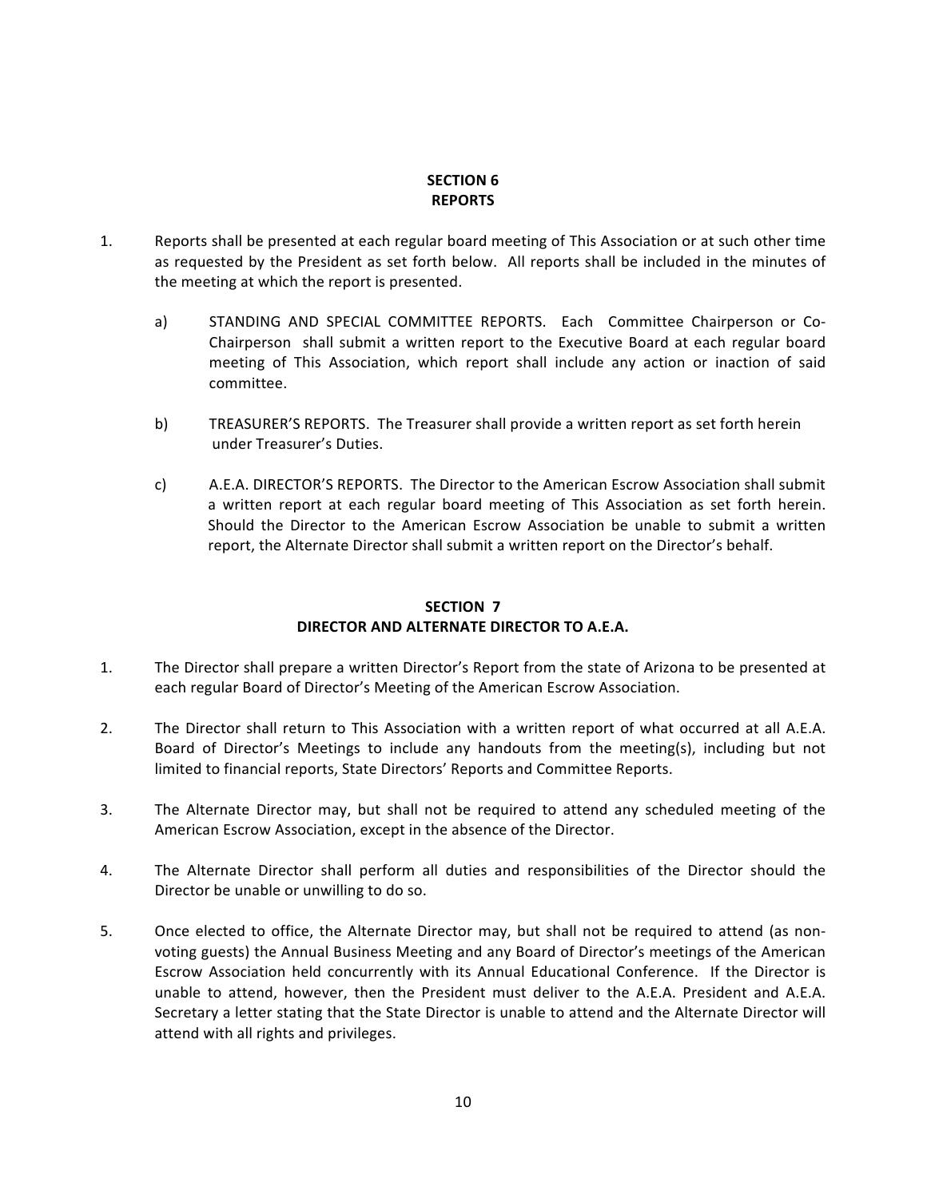## SECTION 6
## REPORTS

1. Reports shall be presented at each regular board meeting of This Association or at such other time as requested by the President as set forth below. All reports shall be included in the minutes of the meeting at which the report is presented.

   a) STANDING AND SPECIAL COMMITTEE REPORTS. Each Committee Chairperson or Co-Chairperson shall submit a written report to the Executive Board at each regular board meeting of This Association, which report shall include any action or inaction of said committee.

   b) TREASURER'S REPORTS. The Treasurer shall provide a written report as set forth herein under Treasurer's Duties.

   c) A.E.A. DIRECTOR'S REPORTS. The Director to the American Escrow Association shall submit a written report at each regular board meeting of This Association as set forth herein. Should the Director to the American Escrow Association be unable to submit a written report, the Alternate Director shall submit a written report on the Director's behalf.

## SECTION 7
## DIRECTOR AND ALTERNATE DIRECTOR TO A.E.A.

1. The Director shall prepare a written Director's Report from the state of Arizona to be presented at each regular Board of Director's Meeting of the American Escrow Association.

2. The Director shall return to This Association with a written report of what occurred at all A.E.A. Board of Director's Meetings to include any handouts from the meeting(s), including but not limited to financial reports, State Directors' Reports and Committee Reports.

3. The Alternate Director may, but shall not be required to attend any scheduled meeting of the American Escrow Association, except in the absence of the Director.

4. The Alternate Director shall perform all duties and responsibilities of the Director should the Director be unable or unwilling to do so.

5. Once elected to office, the Alternate Director may, but shall not be required to attend (as non-voting guests) the Annual Business Meeting and any Board of Director's meetings of the American Escrow Association held concurrently with its Annual Educational Conference. If the Director is unable to attend, however, then the President must deliver to the A.E.A. President and A.E.A. Secretary a letter stating that the State Director is unable to attend and the Alternate Director will attend with all rights and privileges.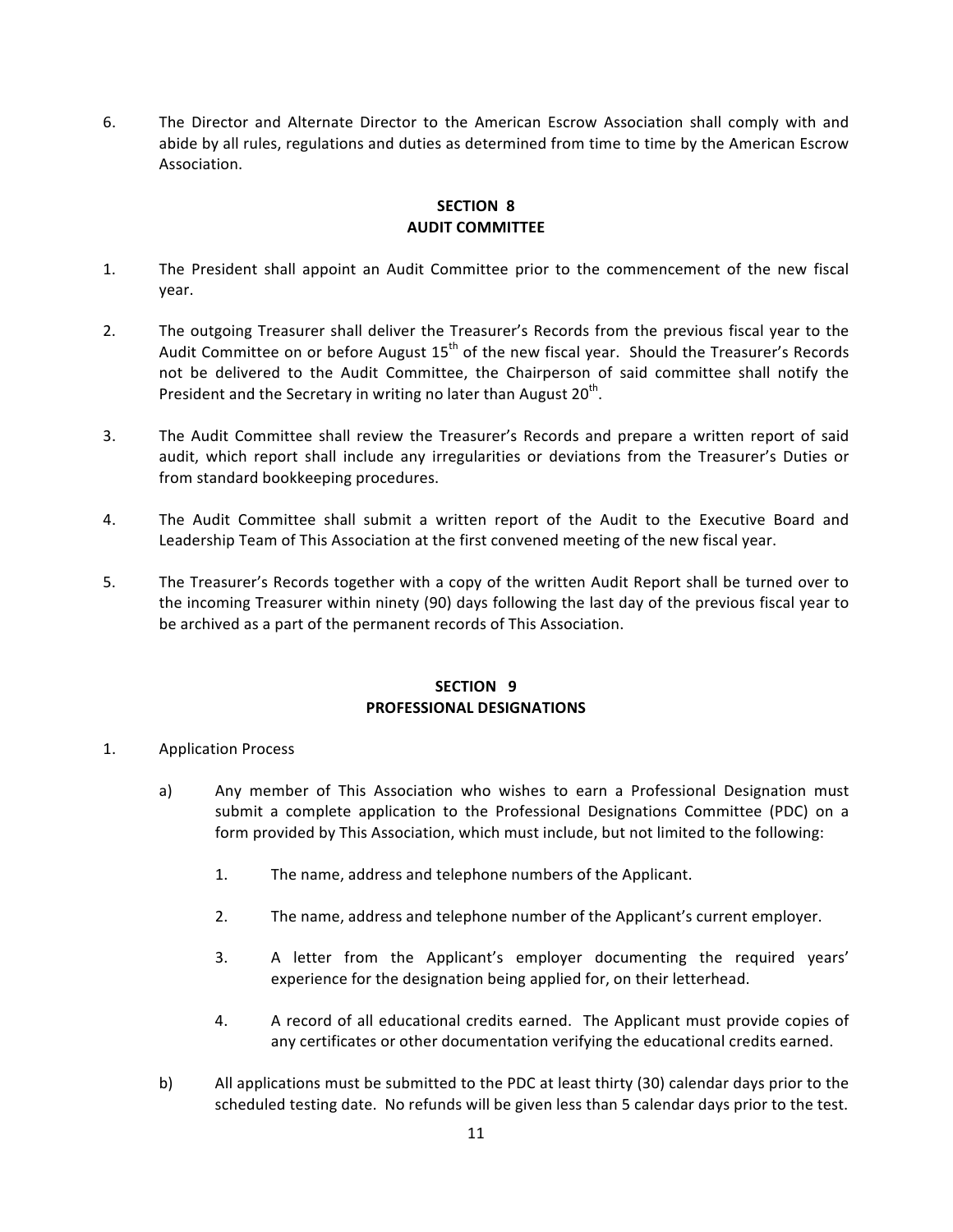6. The Director and Alternate Director to the American Escrow Association shall comply with and abide by all rules, regulations and duties as determined from time to time by the American Escrow Association.

## SECTION 8
## AUDIT COMMITTEE

1. The President shall appoint an Audit Committee prior to the commencement of the new fiscal year.

2. The outgoing Treasurer shall deliver the Treasurer's Records from the previous fiscal year to the Audit Committee on or before August 15th of the new fiscal year. Should the Treasurer's Records not be delivered to the Audit Committee, the Chairperson of said committee shall notify the President and the Secretary in writing no later than August 20th.

3. The Audit Committee shall review the Treasurer's Records and prepare a written report of said audit, which report shall include any irregularities or deviations from the Treasurer's Duties or from standard bookkeeping procedures.

4. The Audit Committee shall submit a written report of the Audit to the Executive Board and Leadership Team of This Association at the first convened meeting of the new fiscal year.

5. The Treasurer's Records together with a copy of the written Audit Report shall be turned over to the incoming Treasurer within ninety (90) days following the last day of the previous fiscal year to be archived as a part of the permanent records of This Association.

## SECTION 9
## PROFESSIONAL DESIGNATIONS

1. Application Process

   a) Any member of This Association who wishes to earn a Professional Designation must submit a complete application to the Professional Designations Committee (PDC) on a form provided by This Association, which must include, but not limited to the following:

      1. The name, address and telephone numbers of the Applicant.

      2. The name, address and telephone number of the Applicant's current employer.

      3. A letter from the Applicant's employer documenting the required years' experience for the designation being applied for, on their letterhead.

      4. A record of all educational credits earned. The Applicant must provide copies of any certificates or other documentation verifying the educational credits earned.

   b) All applications must be submitted to the PDC at least thirty (30) calendar days prior to the scheduled testing date. No refunds will be given less than 5 calendar days prior to the test.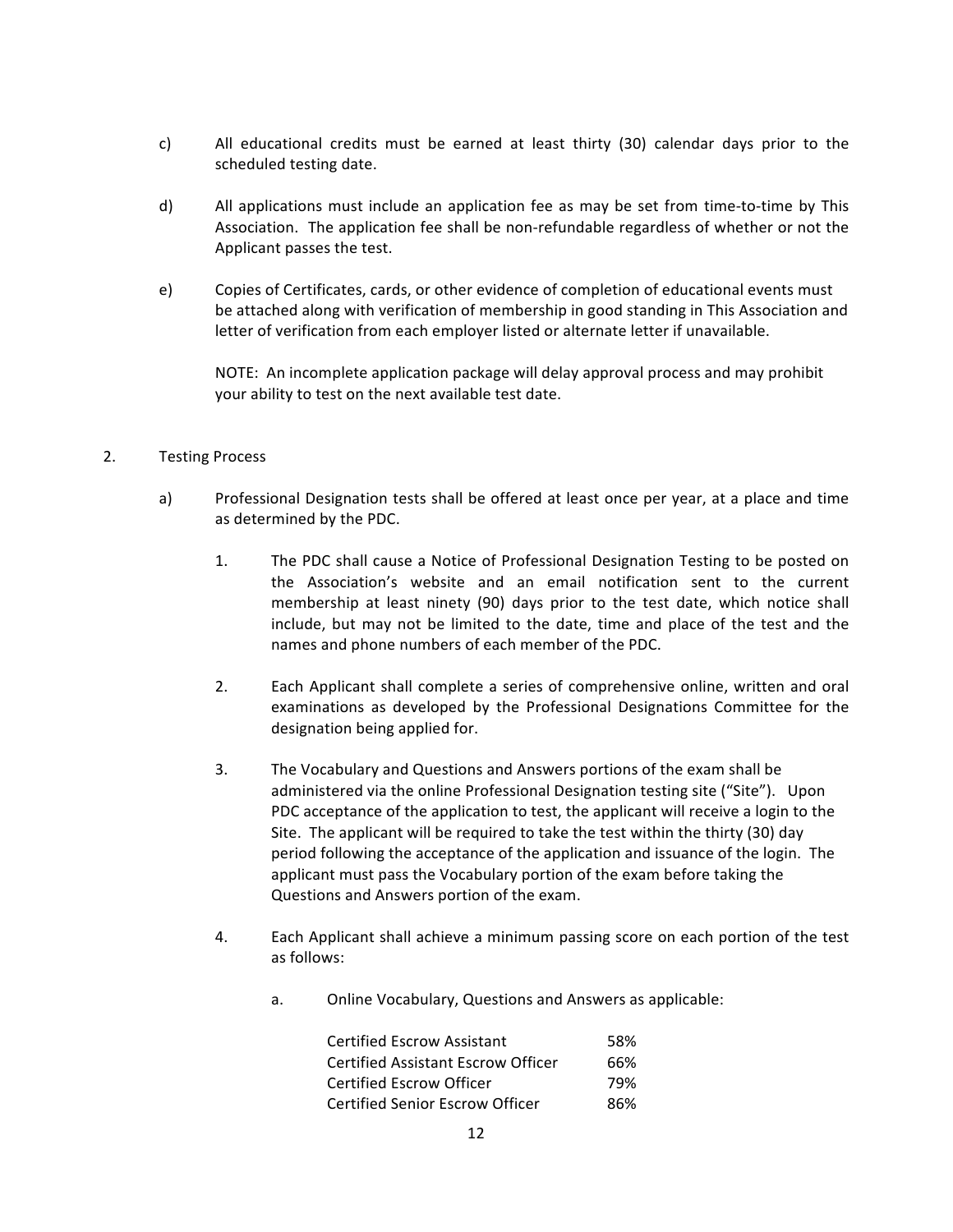c) All educational credits must be earned at least thirty (30) calendar days prior to the scheduled testing date.

d) All applications must include an application fee as may be set from time-to-time by This Association. The application fee shall be non-refundable regardless of whether or not the Applicant passes the test.

e) Copies of Certificates, cards, or other evidence of completion of educational events must be attached along with verification of membership in good standing in This Association and letter of verification from each employer listed or alternate letter if unavailable.

   NOTE: An incomplete application package will delay approval process and may prohibit your ability to test on the next available test date.

2. Testing Process

   a) Professional Designation tests shall be offered at least once per year, at a place and time as determined by the PDC.

      1. The PDC shall cause a Notice of Professional Designation Testing to be posted on the Association's website and an email notification sent to the current membership at least ninety (90) days prior to the test date, which notice shall include, but may not be limited to the date, time and place of the test and the names and phone numbers of each member of the PDC.

      2. Each Applicant shall complete a series of comprehensive online, written and oral examinations as developed by the Professional Designations Committee for the designation being applied for.

      3. The Vocabulary and Questions and Answers portions of the exam shall be administered via the online Professional Designation testing site ("Site"). Upon PDC acceptance of the application to test, the applicant will receive a login to the Site. The applicant will be required to take the test within the thirty (30) day period following the acceptance of the application and issuance of the login. The applicant must pass the Vocabulary portion of the exam before taking the Questions and Answers portion of the exam.

      4. Each Applicant shall achieve a minimum passing score on each portion of the test as follows:

         a. Online Vocabulary, Questions and Answers as applicable:

| | |
|---|---|
| Certified Escrow Assistant | 58% |
| Certified Assistant Escrow Officer | 66% |
| Certified Escrow Officer | 79% |
| Certified Senior Escrow Officer | 86% |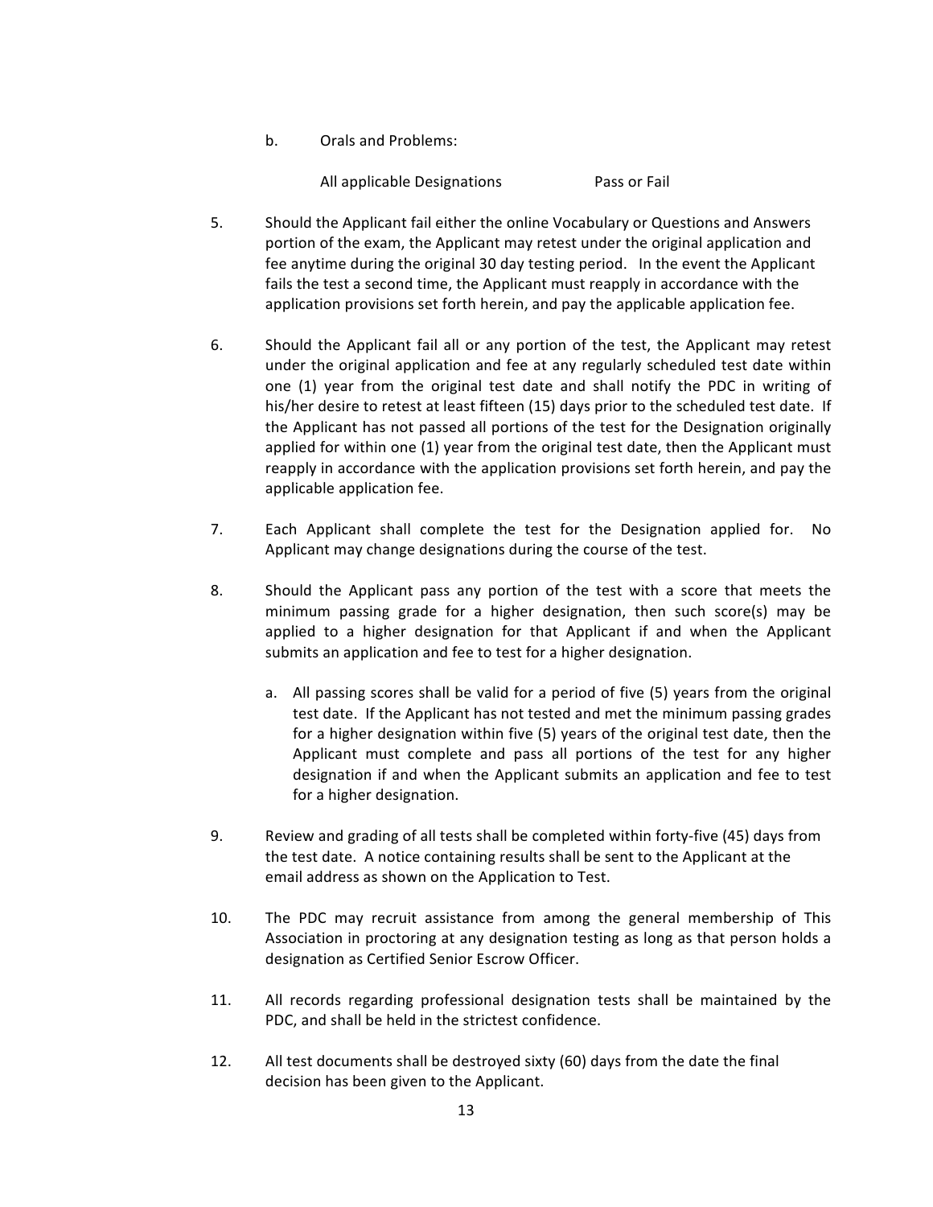b. Orals and Problems:

| All applicable Designations | Pass or Fail |
|---|---|

5. Should the Applicant fail either the online Vocabulary or Questions and Answers portion of the exam, the Applicant may retest under the original application and fee anytime during the original 30 day testing period. In the event the Applicant fails the test a second time, the Applicant must reapply in accordance with the application provisions set forth herein, and pay the applicable application fee.

6. Should the Applicant fail all or any portion of the test, the Applicant may retest under the original application and fee at any regularly scheduled test date within one (1) year from the original test date and shall notify the PDC in writing of his/her desire to retest at least fifteen (15) days prior to the scheduled test date. If the Applicant has not passed all portions of the test for the Designation originally applied for within one (1) year from the original test date, then the Applicant must reapply in accordance with the application provisions set forth herein, and pay the applicable application fee.

7. Each Applicant shall complete the test for the Designation applied for. No Applicant may change designations during the course of the test.

8. Should the Applicant pass any portion of the test with a score that meets the minimum passing grade for a higher designation, then such score(s) may be applied to a higher designation for that Applicant if and when the Applicant submits an application and fee to test for a higher designation.

   a. All passing scores shall be valid for a period of five (5) years from the original test date. If the Applicant has not tested and met the minimum passing grades for a higher designation within five (5) years of the original test date, then the Applicant must complete and pass all portions of the test for any higher designation if and when the Applicant submits an application and fee to test for a higher designation.

9. Review and grading of all tests shall be completed within forty-five (45) days from the test date. A notice containing results shall be sent to the Applicant at the email address as shown on the Application to Test.

10. The PDC may recruit assistance from among the general membership of This Association in proctoring at any designation testing as long as that person holds a designation as Certified Senior Escrow Officer.

11. All records regarding professional designation tests shall be maintained by the PDC, and shall be held in the strictest confidence.

12. All test documents shall be destroyed sixty (60) days from the date the final decision has been given to the Applicant.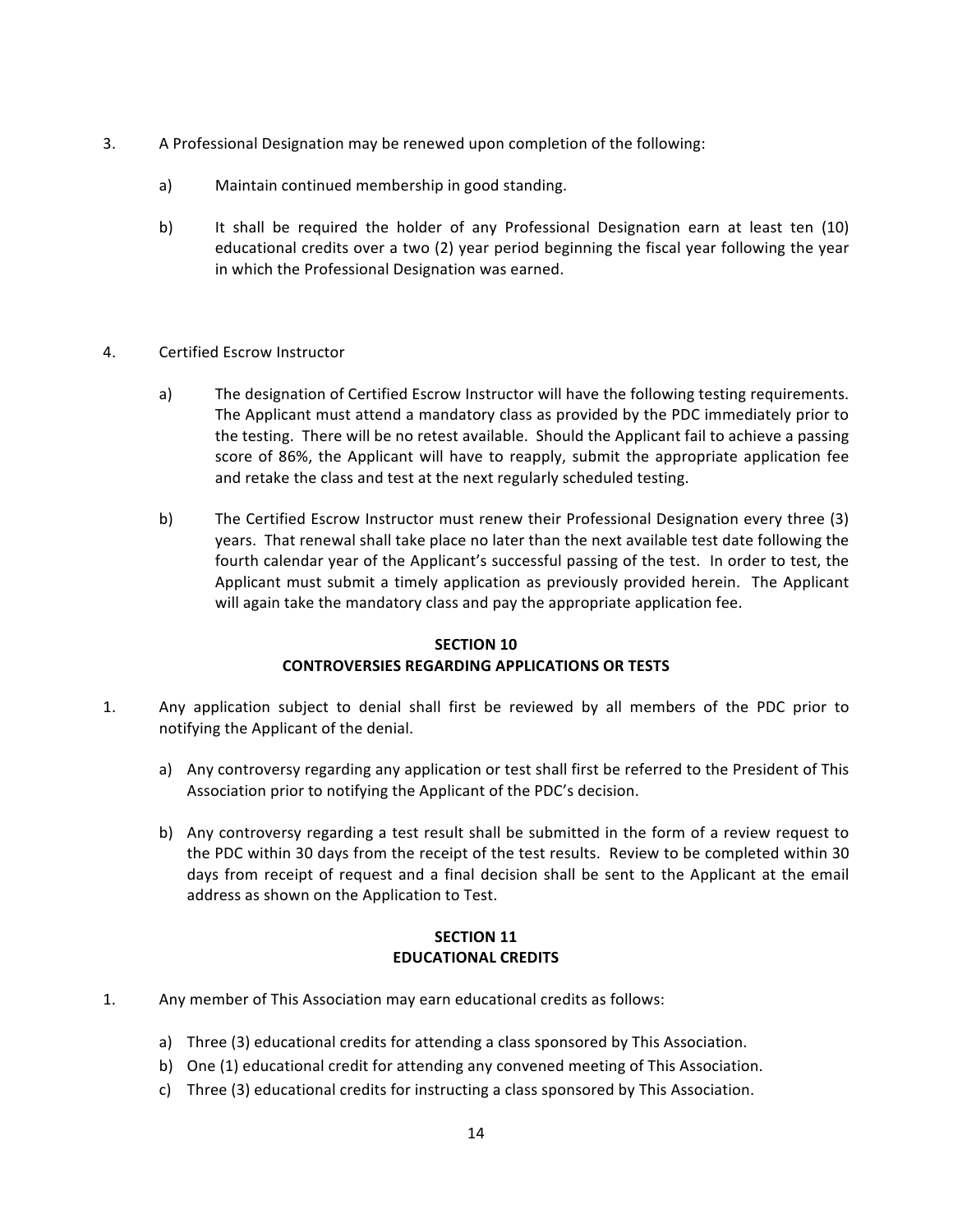3. A Professional Designation may be renewed upon completion of the following:

   a) Maintain continued membership in good standing.

   b) It shall be required the holder of any Professional Designation earn at least ten (10) educational credits over a two (2) year period beginning the fiscal year following the year in which the Professional Designation was earned.

4. Certified Escrow Instructor

   a) The designation of Certified Escrow Instructor will have the following testing requirements. The Applicant must attend a mandatory class as provided by the PDC immediately prior to the testing. There will be no retest available. Should the Applicant fail to achieve a passing score of 86%, the Applicant will have to reapply, submit the appropriate application fee and retake the class and test at the next regularly scheduled testing.

   b) The Certified Escrow Instructor must renew their Professional Designation every three (3) years. That renewal shall take place no later than the next available test date following the fourth calendar year of the Applicant's successful passing of the test. In order to test, the Applicant must submit a timely application as previously provided herein. The Applicant will again take the mandatory class and pay the appropriate application fee.

## SECTION 10
## CONTROVERSIES REGARDING APPLICATIONS OR TESTS

1. Any application subject to denial shall first be reviewed by all members of the PDC prior to notifying the Applicant of the denial.

   a) Any controversy regarding any application or test shall first be referred to the President of This Association prior to notifying the Applicant of the PDC's decision.

   b) Any controversy regarding a test result shall be submitted in the form of a review request to the PDC within 30 days from the receipt of the test results. Review to be completed within 30 days from receipt of request and a final decision shall be sent to the Applicant at the email address as shown on the Application to Test.

## SECTION 11
## EDUCATIONAL CREDITS

1. Any member of This Association may earn educational credits as follows:

   a) Three (3) educational credits for attending a class sponsored by This Association.
   b) One (1) educational credit for attending any convened meeting of This Association.
   c) Three (3) educational credits for instructing a class sponsored by This Association.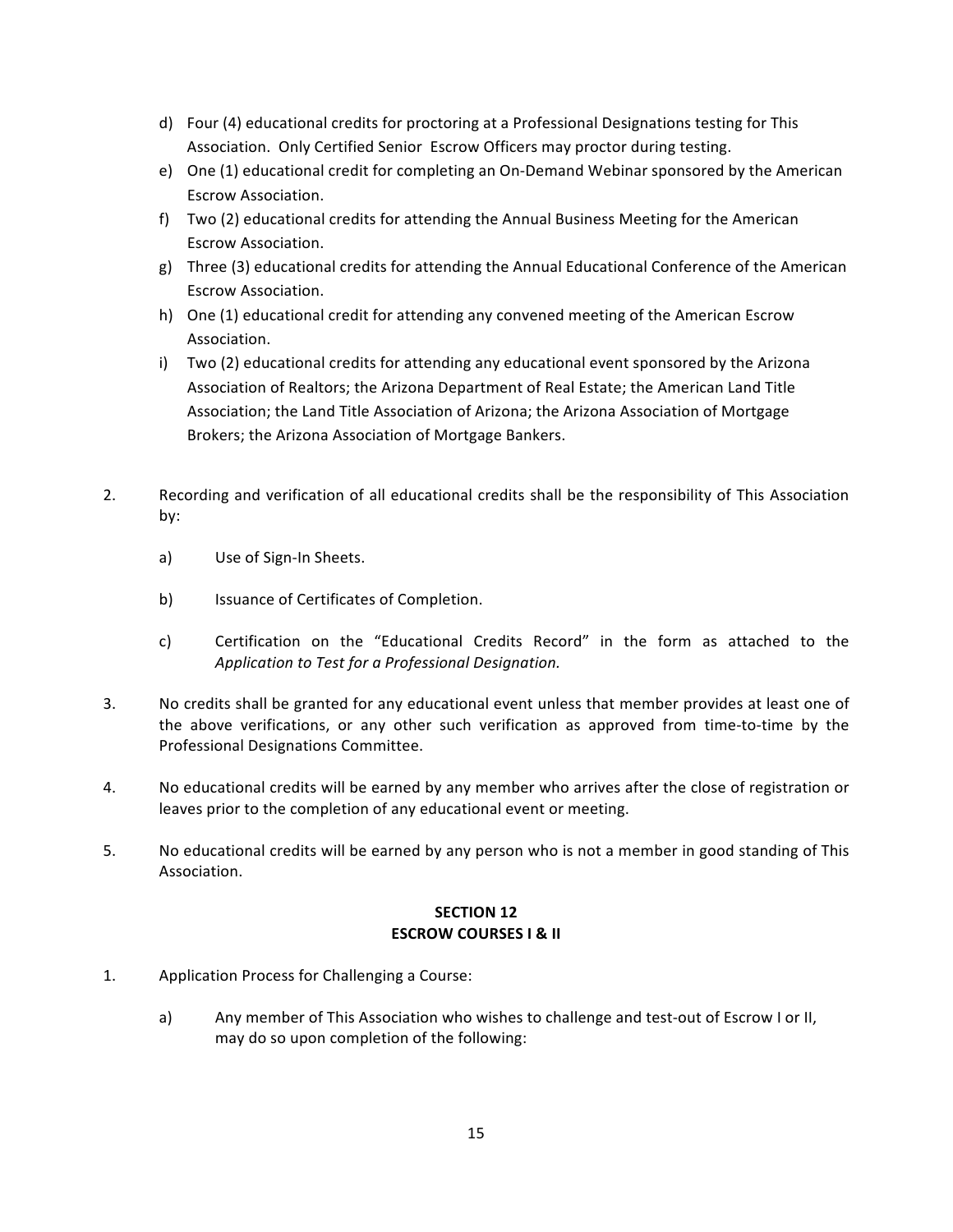d) Four (4) educational credits for proctoring at a Professional Designations testing for This Association. Only Certified Senior Escrow Officers may proctor during testing.
e) One (1) educational credit for completing an On-Demand Webinar sponsored by the American Escrow Association.
f) Two (2) educational credits for attending the Annual Business Meeting for the American Escrow Association.
g) Three (3) educational credits for attending the Annual Educational Conference of the American Escrow Association.
h) One (1) educational credit for attending any convened meeting of the American Escrow Association.
i) Two (2) educational credits for attending any educational event sponsored by the Arizona Association of Realtors; the Arizona Department of Real Estate; the American Land Title Association; the Land Title Association of Arizona; the Arizona Association of Mortgage Brokers; the Arizona Association of Mortgage Bankers.

2. Recording and verification of all educational credits shall be the responsibility of This Association by:

   a) Use of Sign-In Sheets.

   b) Issuance of Certificates of Completion.

   c) Certification on the "Educational Credits Record" in the form as attached to the *Application to Test for a Professional Designation.*

3. No credits shall be granted for any educational event unless that member provides at least one of the above verifications, or any other such verification as approved from time-to-time by the Professional Designations Committee.

4. No educational credits will be earned by any member who arrives after the close of registration or leaves prior to the completion of any educational event or meeting.

5. No educational credits will be earned by any person who is not a member in good standing of This Association.

## SECTION 12
## ESCROW COURSES I & II

1. Application Process for Challenging a Course:

   a) Any member of This Association who wishes to challenge and test-out of Escrow I or II, may do so upon completion of the following: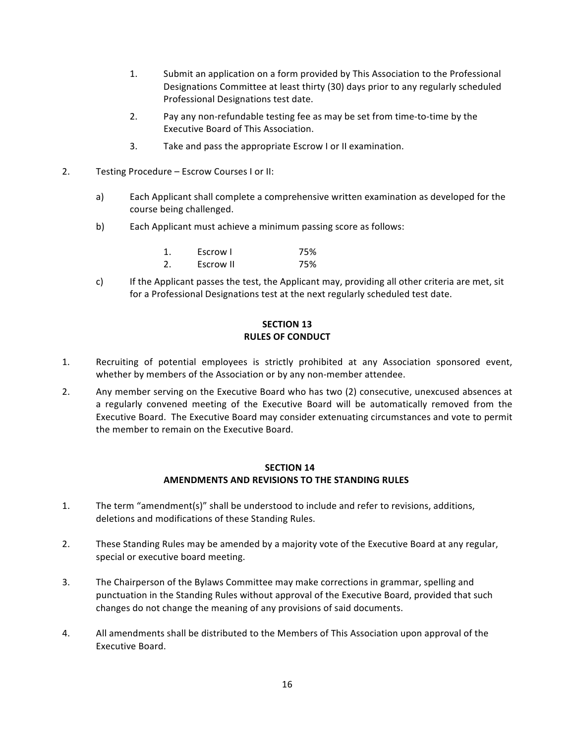1. Submit an application on a form provided by This Association to the Professional Designations Committee at least thirty (30) days prior to any regularly scheduled Professional Designations test date.
2. Pay any non-refundable testing fee as may be set from time-to-time by the Executive Board of This Association.
3. Take and pass the appropriate Escrow I or II examination.

2. Testing Procedure – Escrow Courses I or II:

   a) Each Applicant shall complete a comprehensive written examination as developed for the course being challenged.

   b) Each Applicant must achieve a minimum passing score as follows:

      1. Escrow I 75%
      2. Escrow II 75%

   c) If the Applicant passes the test, the Applicant may, providing all other criteria are met, sit for a Professional Designations test at the next regularly scheduled test date.

## SECTION 13
## RULES OF CONDUCT

1. Recruiting of potential employees is strictly prohibited at any Association sponsored event, whether by members of the Association or by any non-member attendee.
2. Any member serving on the Executive Board who has two (2) consecutive, unexcused absences at a regularly convened meeting of the Executive Board will be automatically removed from the Executive Board. The Executive Board may consider extenuating circumstances and vote to permit the member to remain on the Executive Board.

## SECTION 14
## AMENDMENTS AND REVISIONS TO THE STANDING RULES

1. The term "amendment(s)" shall be understood to include and refer to revisions, additions, deletions and modifications of these Standing Rules.

2. These Standing Rules may be amended by a majority vote of the Executive Board at any regular, special or executive board meeting.

3. The Chairperson of the Bylaws Committee may make corrections in grammar, spelling and punctuation in the Standing Rules without approval of the Executive Board, provided that such changes do not change the meaning of any provisions of said documents.

4. All amendments shall be distributed to the Members of This Association upon approval of the Executive Board.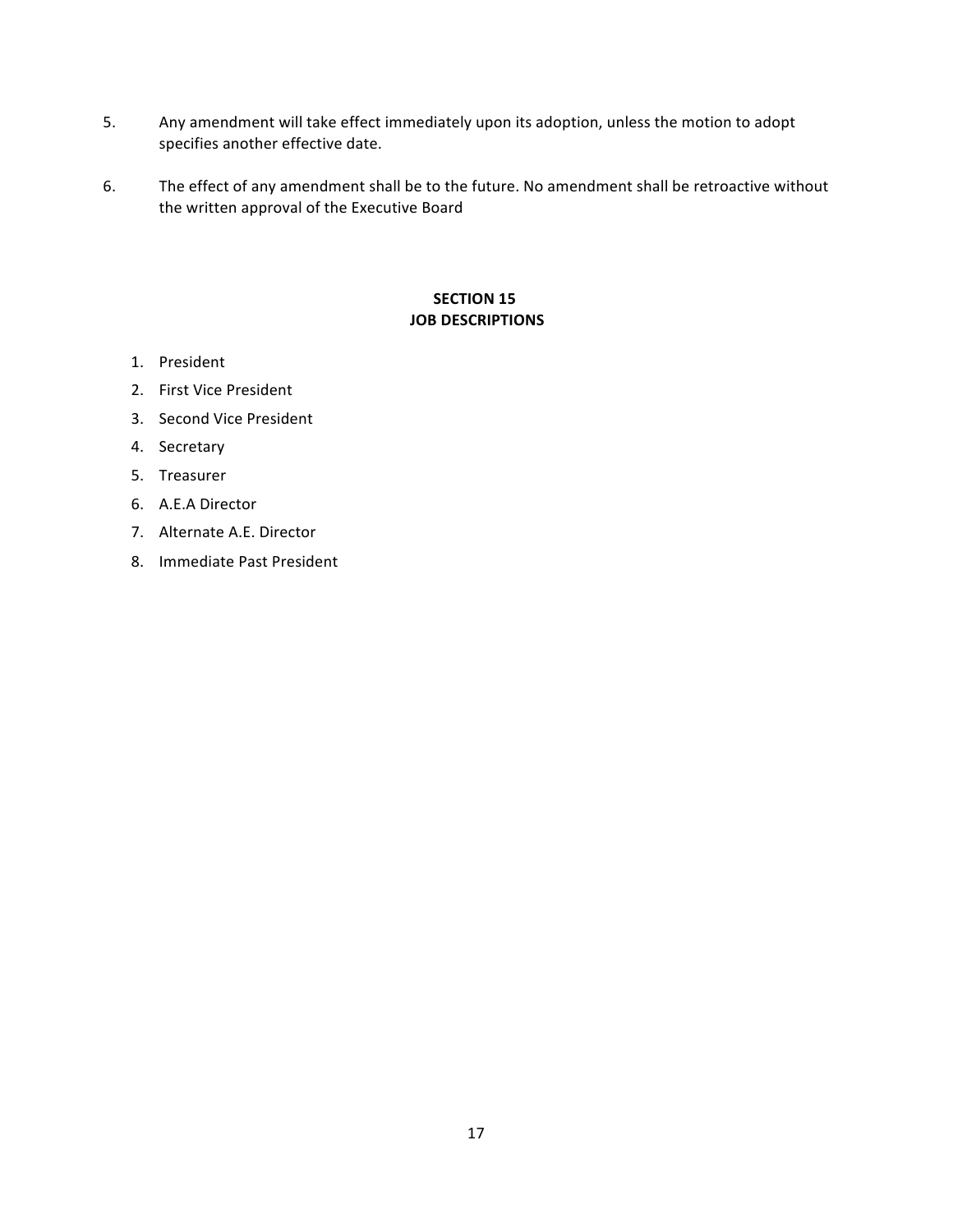5. Any amendment will take effect immediately upon its adoption, unless the motion to adopt specifies another effective date.

6. The effect of any amendment shall be to the future. No amendment shall be retroactive without the written approval of the Executive Board

## SECTION 15
## JOB DESCRIPTIONS

1. President
2. First Vice President
3. Second Vice President
4. Secretary
5. Treasurer
6. A.E.A Director
7. Alternate A.E. Director
8. Immediate Past President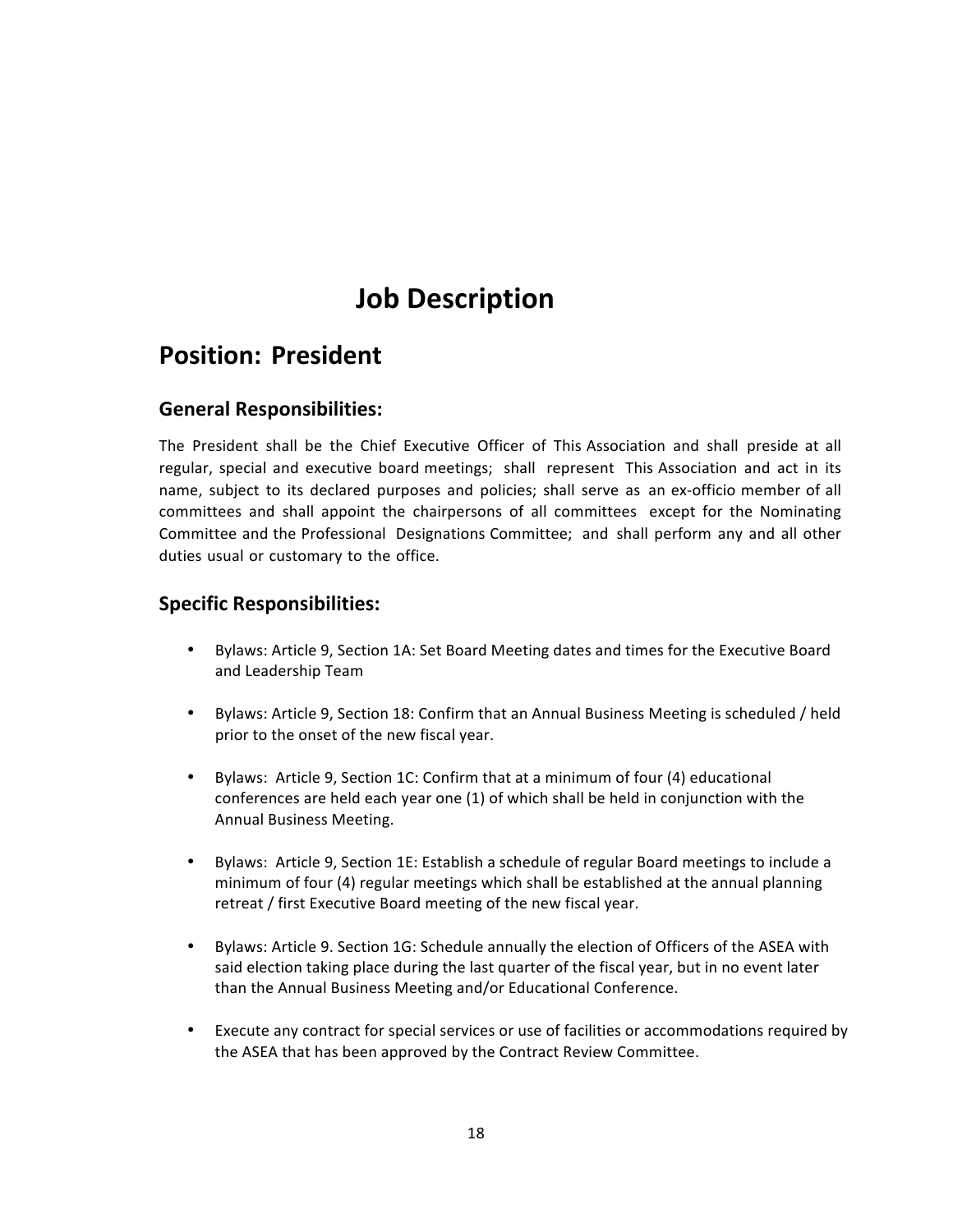# Job Description

## Position: President

### General Responsibilities:

The President shall be the Chief Executive Officer of This Association and shall preside at all regular, special and executive board meetings; shall represent This Association and act in its name, subject to its declared purposes and policies; shall serve as an ex-officio member of all committees and shall appoint the chairpersons of all committees except for the Nominating Committee and the Professional Designations Committee; and shall perform any and all other duties usual or customary to the office.

### Specific Responsibilities:

- Bylaws: Article 9, Section 1A: Set Board Meeting dates and times for the Executive Board and Leadership Team
- Bylaws: Article 9, Section 18: Confirm that an Annual Business Meeting is scheduled / held prior to the onset of the new fiscal year.
- Bylaws: Article 9, Section 1C: Confirm that at a minimum of four (4) educational conferences are held each year one (1) of which shall be held in conjunction with the Annual Business Meeting.
- Bylaws: Article 9, Section 1E: Establish a schedule of regular Board meetings to include a minimum of four (4) regular meetings which shall be established at the annual planning retreat / first Executive Board meeting of the new fiscal year.
- Bylaws: Article 9. Section 1G: Schedule annually the election of Officers of the ASEA with said election taking place during the last quarter of the fiscal year, but in no event later than the Annual Business Meeting and/or Educational Conference.
- Execute any contract for special services or use of facilities or accommodations required by the ASEA that has been approved by the Contract Review Committee.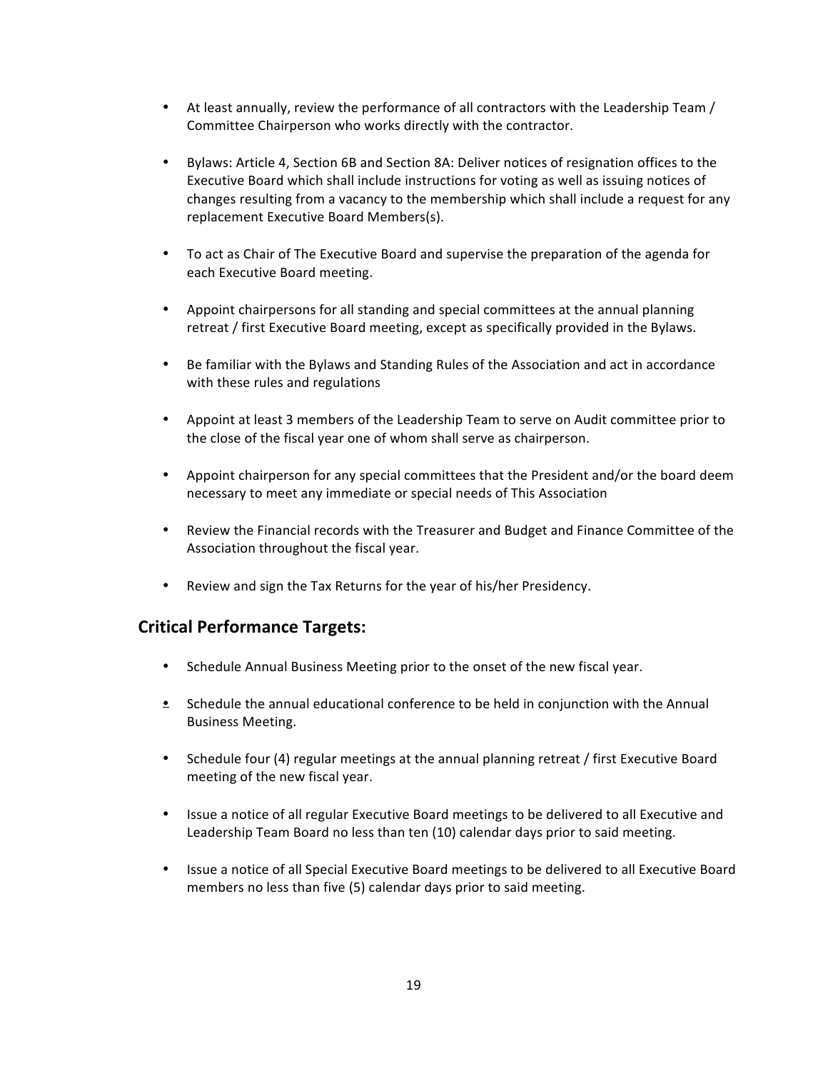- At least annually, review the performance of all contractors with the Leadership Team / Committee Chairperson who works directly with the contractor.

- Bylaws: Article 4, Section 6B and Section 8A: Deliver notices of resignation offices to the Executive Board which shall include instructions for voting as well as issuing notices of changes resulting from a vacancy to the membership which shall include a request for any replacement Executive Board Members(s).

- To act as Chair of The Executive Board and supervise the preparation of the agenda for each Executive Board meeting.

- Appoint chairpersons for all standing and special committees at the annual planning retreat / first Executive Board meeting, except as specifically provided in the Bylaws.

- Be familiar with the Bylaws and Standing Rules of the Association and act in accordance with these rules and regulations

- Appoint at least 3 members of the Leadership Team to serve on Audit committee prior to the close of the fiscal year one of whom shall serve as chairperson.

- Appoint chairperson for any special committees that the President and/or the board deem necessary to meet any immediate or special needs of This Association

- Review the Financial records with the Treasurer and Budget and Finance Committee of the Association throughout the fiscal year.

- Review and sign the Tax Returns for the year of his/her Presidency.

## Critical Performance Targets:

- Schedule Annual Business Meeting prior to the onset of the new fiscal year.

- Schedule the annual educational conference to be held in conjunction with the Annual Business Meeting.

- Schedule four (4) regular meetings at the annual planning retreat / first Executive Board meeting of the new fiscal year.

- Issue a notice of all regular Executive Board meetings to be delivered to all Executive and Leadership Team Board no less than ten (10) calendar days prior to said meeting.

- Issue a notice of all Special Executive Board meetings to be delivered to all Executive Board members no less than five (5) calendar days prior to said meeting.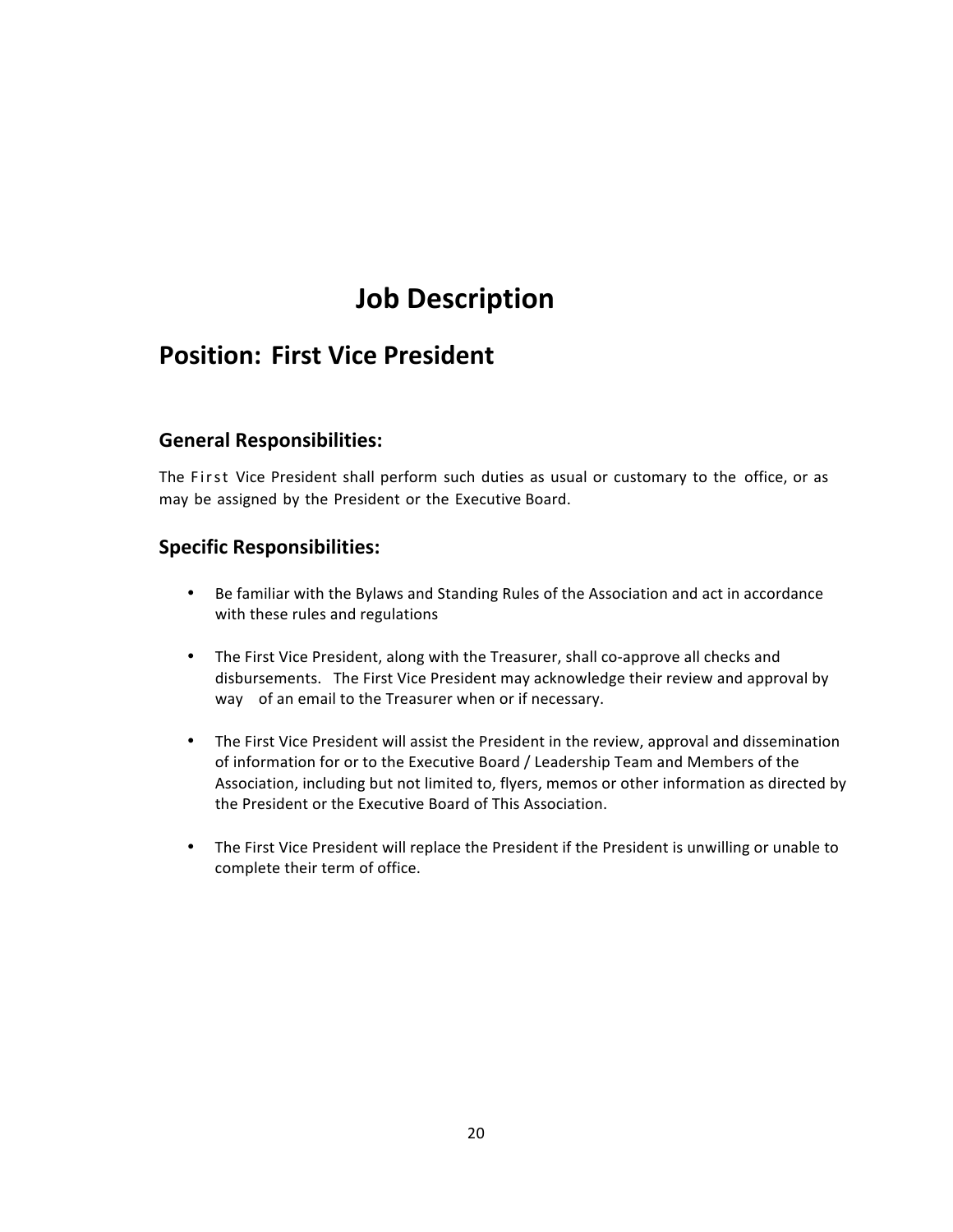# Job Description

## Position: First Vice President

### General Responsibilities:

The First Vice President shall perform such duties as usual or customary to the office, or as may be assigned by the President or the Executive Board.

### Specific Responsibilities:

- Be familiar with the Bylaws and Standing Rules of the Association and act in accordance with these rules and regulations
- The First Vice President, along with the Treasurer, shall co-approve all checks and disbursements. The First Vice President may acknowledge their review and approval by way of an email to the Treasurer when or if necessary.
- The First Vice President will assist the President in the review, approval and dissemination of information for or to the Executive Board / Leadership Team and Members of the Association, including but not limited to, flyers, memos or other information as directed by the President or the Executive Board of This Association.
- The First Vice President will replace the President if the President is unwilling or unable to complete their term of office.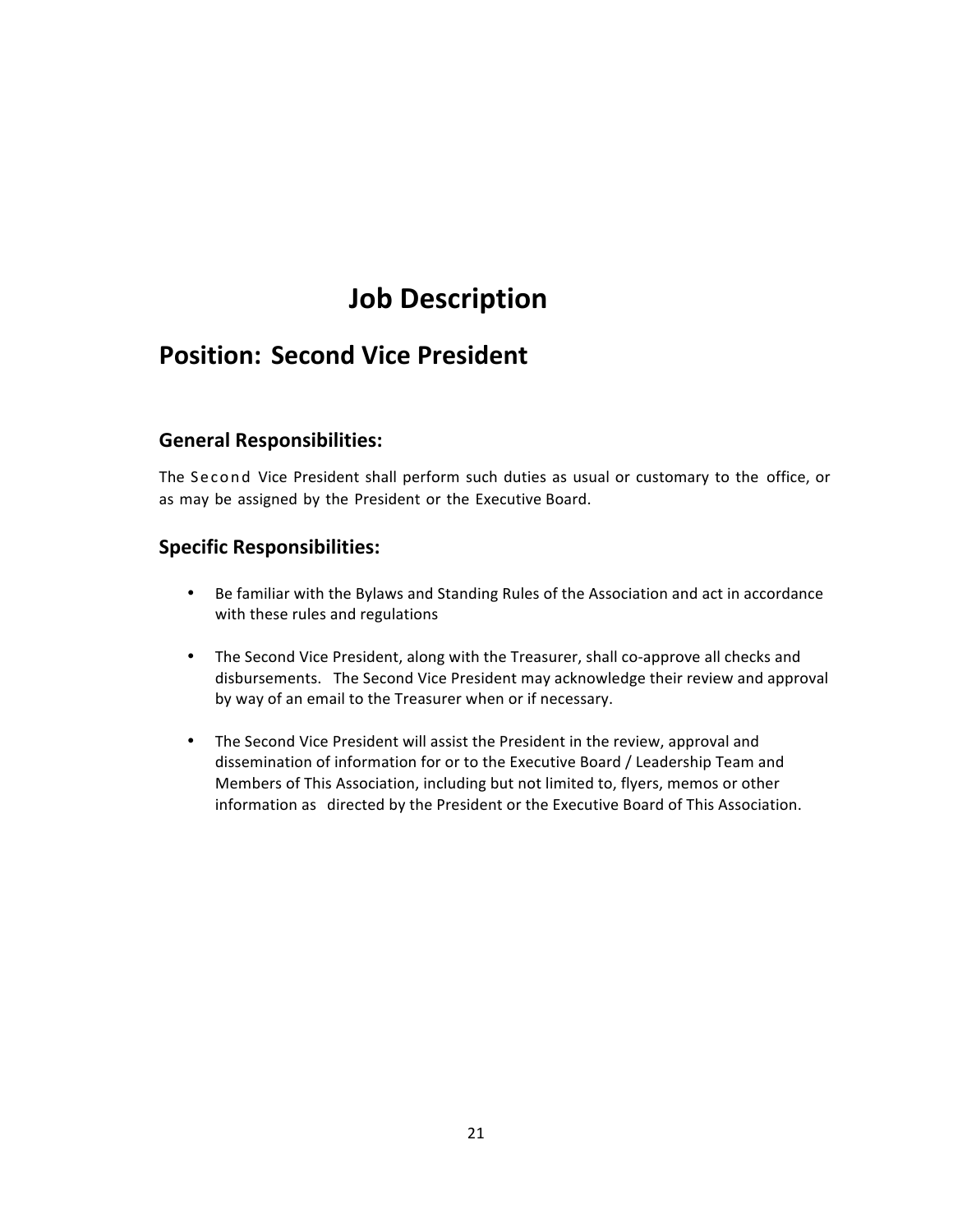# Job Description

## Position: Second Vice President

### General Responsibilities:

The Second Vice President shall perform such duties as usual or customary to the office, or as may be assigned by the President or the Executive Board.

### Specific Responsibilities:

- Be familiar with the Bylaws and Standing Rules of the Association and act in accordance with these rules and regulations

- The Second Vice President, along with the Treasurer, shall co-approve all checks and disbursements. The Second Vice President may acknowledge their review and approval by way of an email to the Treasurer when or if necessary.

- The Second Vice President will assist the President in the review, approval and dissemination of information for or to the Executive Board / Leadership Team and Members of This Association, including but not limited to, flyers, memos or other information as directed by the President or the Executive Board of This Association.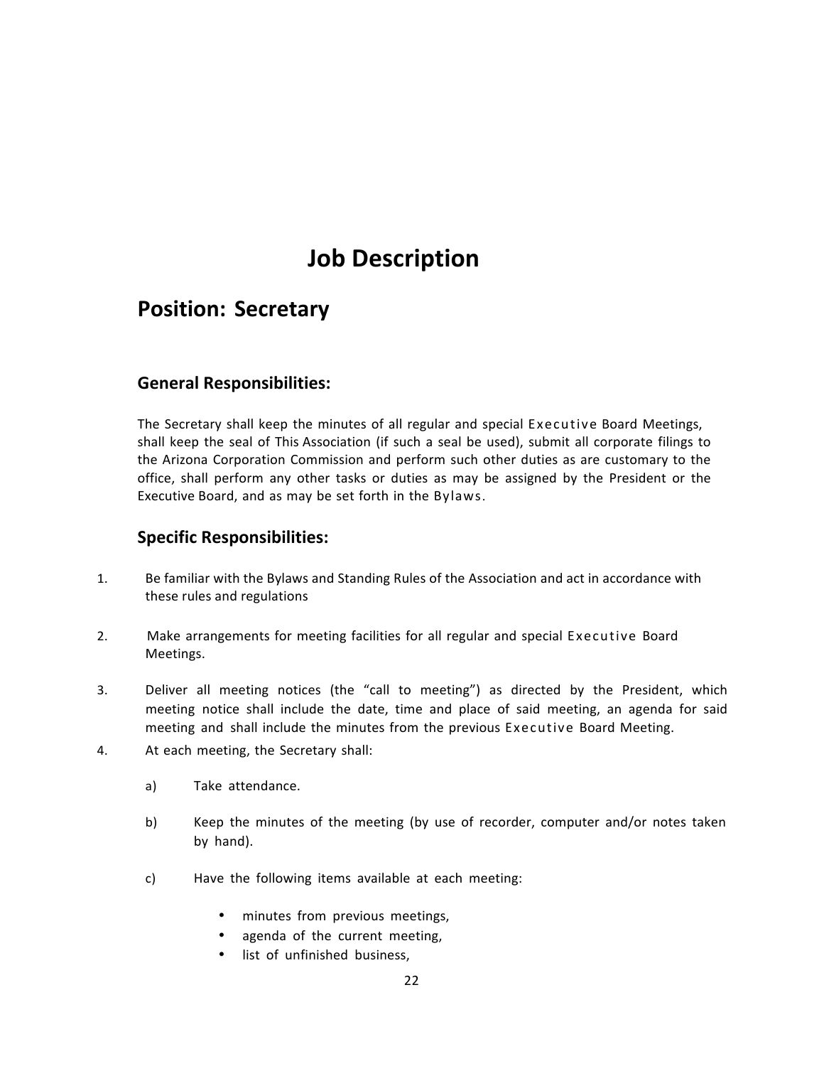# Job Description

## Position: Secretary

### General Responsibilities:

The Secretary shall keep the minutes of all regular and special Executive Board Meetings, shall keep the seal of This Association (if such a seal be used), submit all corporate filings to the Arizona Corporation Commission and perform such other duties as are customary to the office, shall perform any other tasks or duties as may be assigned by the President or the Executive Board, and as may be set forth in the Bylaws.

### Specific Responsibilities:

1. Be familiar with the Bylaws and Standing Rules of the Association and act in accordance with these rules and regulations

2. Make arrangements for meeting facilities for all regular and special Executive Board Meetings.

3. Deliver all meeting notices (the "call to meeting") as directed by the President, which meeting notice shall include the date, time and place of said meeting, an agenda for said meeting and shall include the minutes from the previous Executive Board Meeting.

4. At each meeting, the Secretary shall:

   a) Take attendance.

   b) Keep the minutes of the meeting (by use of recorder, computer and/or notes taken by hand).

   c) Have the following items available at each meeting:

      - minutes from previous meetings,
      - agenda of the current meeting,
      - list of unfinished business,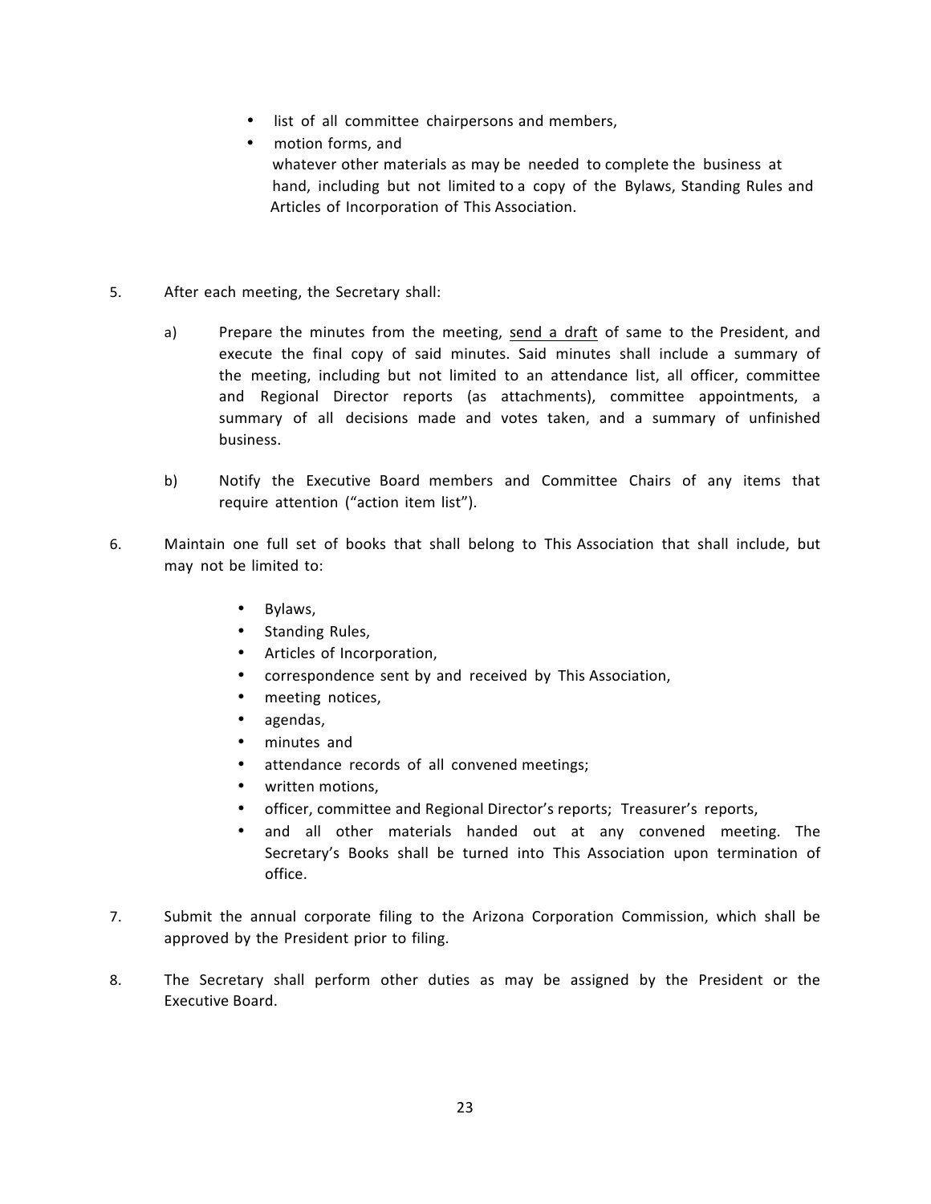- list of all committee chairpersons and members,
- motion forms, and
  whatever other materials as may be needed to complete the business at hand, including but not limited to a copy of the Bylaws, Standing Rules and Articles of Incorporation of This Association.

5. After each meeting, the Secretary shall:

   a) Prepare the minutes from the meeting, <u>send a draft</u> of same to the President, and execute the final copy of said minutes. Said minutes shall include a summary of the meeting, including but not limited to an attendance list, all officer, committee and Regional Director reports (as attachments), committee appointments, a summary of all decisions made and votes taken, and a summary of unfinished business.

   b) Notify the Executive Board members and Committee Chairs of any items that require attention ("action item list").

6. Maintain one full set of books that shall belong to This Association that shall include, but may not be limited to:

   - Bylaws,
   - Standing Rules,
   - Articles of Incorporation,
   - correspondence sent by and received by This Association,
   - meeting notices,
   - agendas,
   - minutes and
   - attendance records of all convened meetings;
   - written motions,
   - officer, committee and Regional Director's reports; Treasurer's reports,
   - and all other materials handed out at any convened meeting. The Secretary's Books shall be turned into This Association upon termination of office.

7. Submit the annual corporate filing to the Arizona Corporation Commission, which shall be approved by the President prior to filing.

8. The Secretary shall perform other duties as may be assigned by the President or the Executive Board.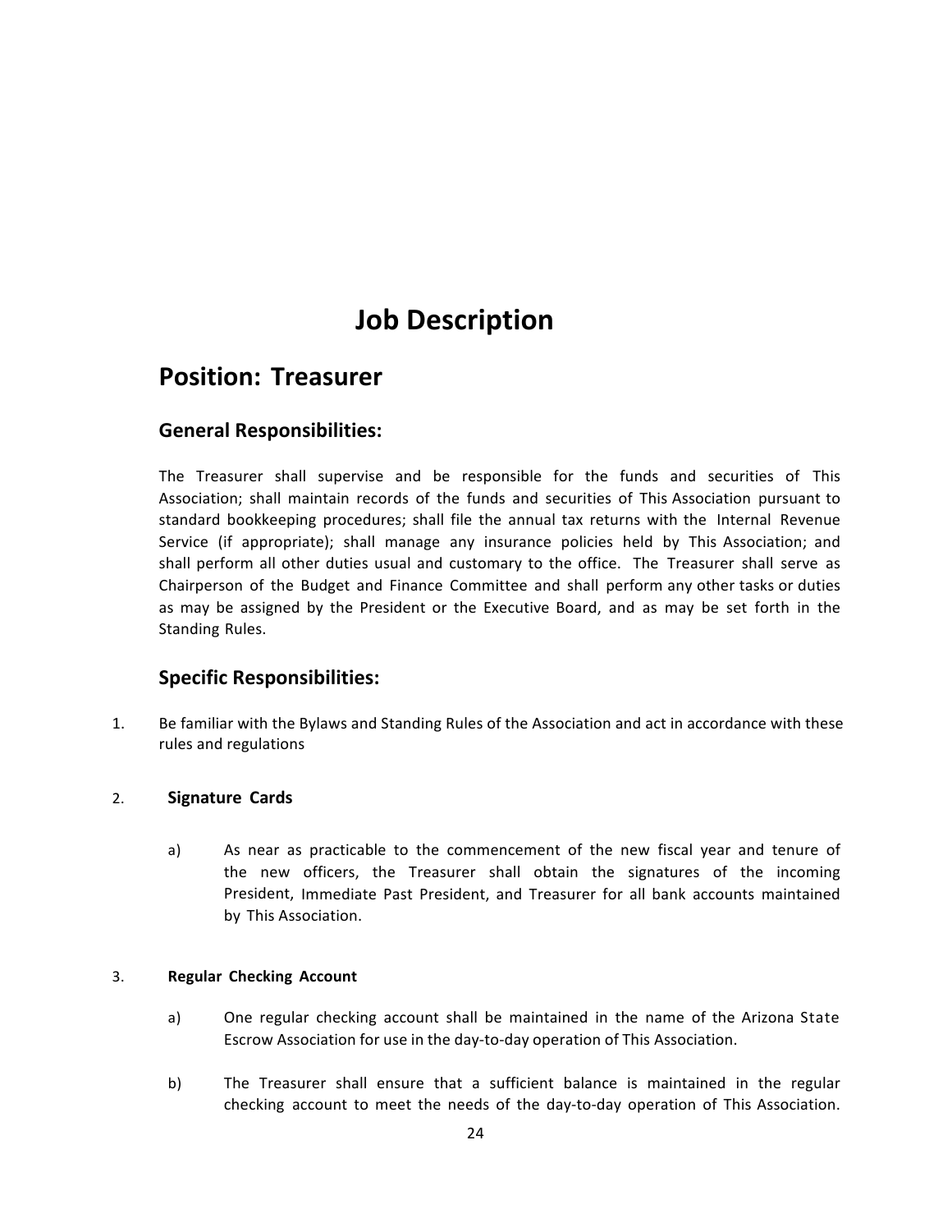# Job Description

## Position: Treasurer

### General Responsibilities:

The Treasurer shall supervise and be responsible for the funds and securities of This Association; shall maintain records of the funds and securities of This Association pursuant to standard bookkeeping procedures; shall file the annual tax returns with the Internal Revenue Service (if appropriate); shall manage any insurance policies held by This Association; and shall perform all other duties usual and customary to the office. The Treasurer shall serve as Chairperson of the Budget and Finance Committee and shall perform any other tasks or duties as may be assigned by the President or the Executive Board, and as may be set forth in the Standing Rules.

### Specific Responsibilities:

1. Be familiar with the Bylaws and Standing Rules of the Association and act in accordance with these rules and regulations

2. **Signature Cards**

   a) As near as practicable to the commencement of the new fiscal year and tenure of the new officers, the Treasurer shall obtain the signatures of the incoming President, Immediate Past President, and Treasurer for all bank accounts maintained by This Association.

3. **Regular Checking Account**

   a) One regular checking account shall be maintained in the name of the Arizona State Escrow Association for use in the day-to-day operation of This Association.

   b) The Treasurer shall ensure that a sufficient balance is maintained in the regular checking account to meet the needs of the day-to-day operation of This Association.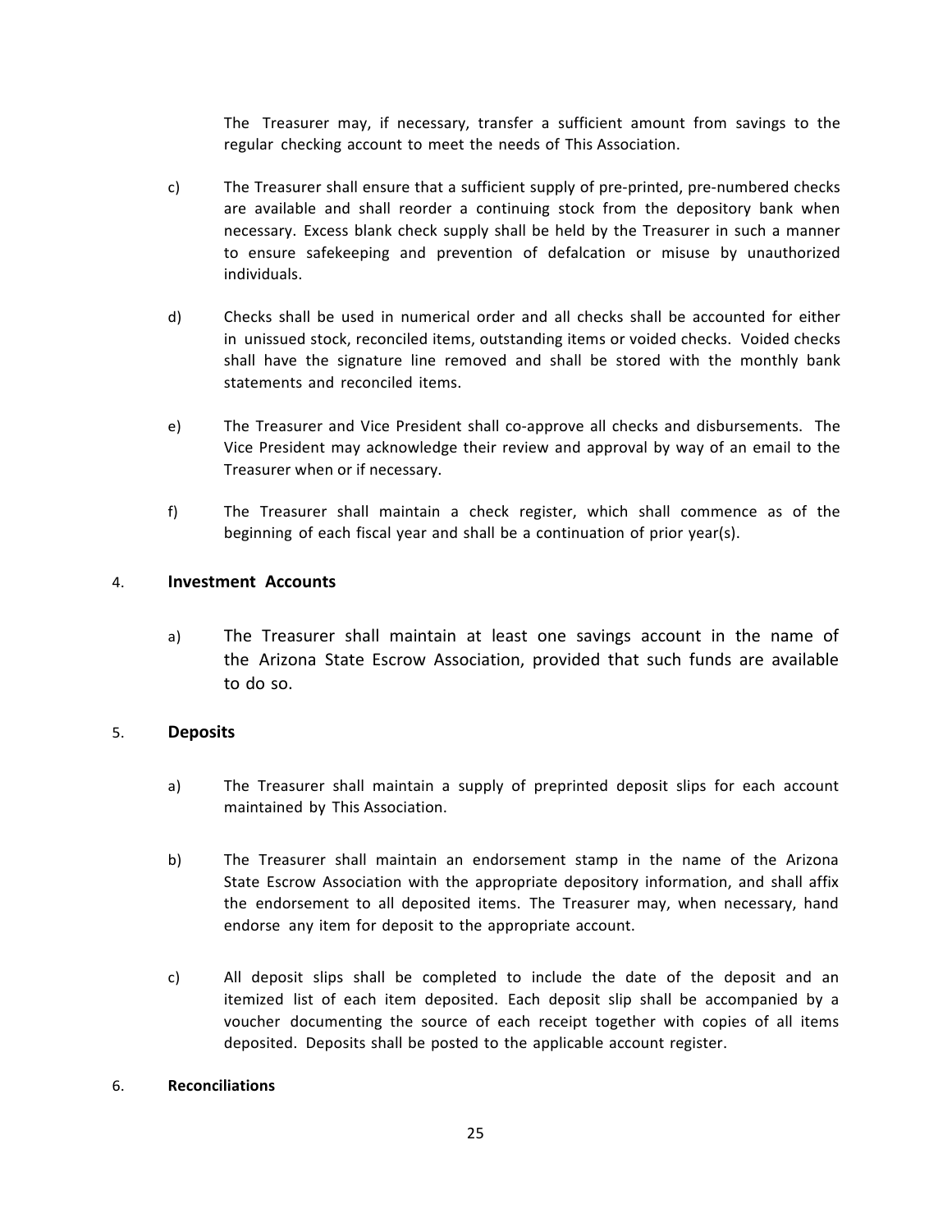The Treasurer may, if necessary, transfer a sufficient amount from savings to the regular checking account to meet the needs of This Association.

c) The Treasurer shall ensure that a sufficient supply of pre-printed, pre-numbered checks are available and shall reorder a continuing stock from the depository bank when necessary. Excess blank check supply shall be held by the Treasurer in such a manner to ensure safekeeping and prevention of defalcation or misuse by unauthorized individuals.

d) Checks shall be used in numerical order and all checks shall be accounted for either in unissued stock, reconciled items, outstanding items or voided checks. Voided checks shall have the signature line removed and shall be stored with the monthly bank statements and reconciled items.

e) The Treasurer and Vice President shall co-approve all checks and disbursements. The Vice President may acknowledge their review and approval by way of an email to the Treasurer when or if necessary.

f) The Treasurer shall maintain a check register, which shall commence as of the beginning of each fiscal year and shall be a continuation of prior year(s).

4. **Investment Accounts**

a) The Treasurer shall maintain at least one savings account in the name of the Arizona State Escrow Association, provided that such funds are available to do so.

5. **Deposits**

a) The Treasurer shall maintain a supply of preprinted deposit slips for each account maintained by This Association.

b) The Treasurer shall maintain an endorsement stamp in the name of the Arizona State Escrow Association with the appropriate depository information, and shall affix the endorsement to all deposited items. The Treasurer may, when necessary, hand endorse any item for deposit to the appropriate account.

c) All deposit slips shall be completed to include the date of the deposit and an itemized list of each item deposited. Each deposit slip shall be accompanied by a voucher documenting the source of each receipt together with copies of all items deposited. Deposits shall be posted to the applicable account register.

6. **Reconciliations**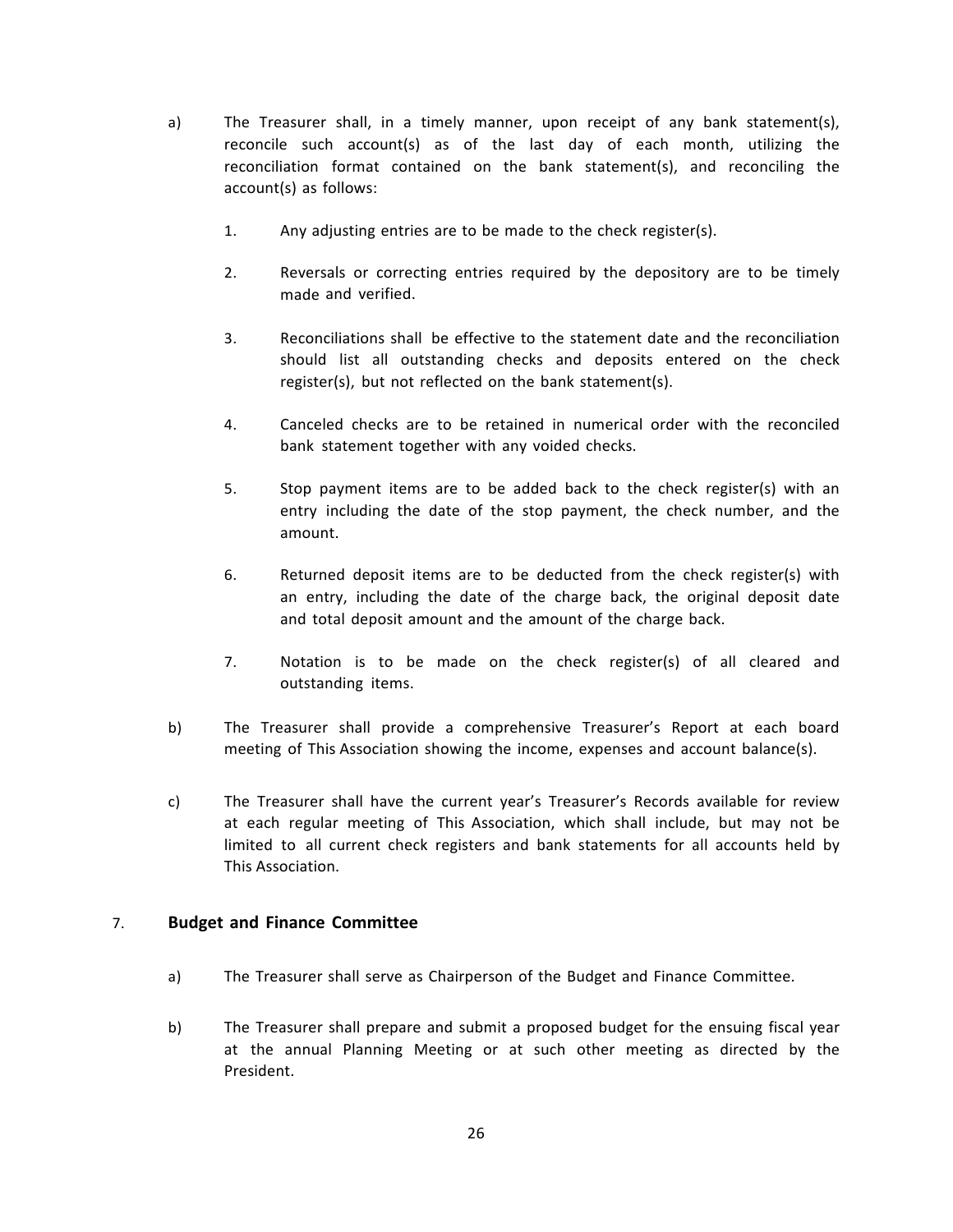a) The Treasurer shall, in a timely manner, upon receipt of any bank statement(s), reconcile such account(s) as of the last day of each month, utilizing the reconciliation format contained on the bank statement(s), and reconciling the account(s) as follows:

   1. Any adjusting entries are to be made to the check register(s).

   2. Reversals or correcting entries required by the depository are to be timely made and verified.

   3. Reconciliations shall be effective to the statement date and the reconciliation should list all outstanding checks and deposits entered on the check register(s), but not reflected on the bank statement(s).

   4. Canceled checks are to be retained in numerical order with the reconciled bank statement together with any voided checks.

   5. Stop payment items are to be added back to the check register(s) with an entry including the date of the stop payment, the check number, and the amount.

   6. Returned deposit items are to be deducted from the check register(s) with an entry, including the date of the charge back, the original deposit date and total deposit amount and the amount of the charge back.

   7. Notation is to be made on the check register(s) of all cleared and outstanding items.

b) The Treasurer shall provide a comprehensive Treasurer's Report at each board meeting of This Association showing the income, expenses and account balance(s).

c) The Treasurer shall have the current year's Treasurer's Records available for review at each regular meeting of This Association, which shall include, but may not be limited to all current check registers and bank statements for all accounts held by This Association.

## 7. Budget and Finance Committee

a) The Treasurer shall serve as Chairperson of the Budget and Finance Committee.

b) The Treasurer shall prepare and submit a proposed budget for the ensuing fiscal year at the annual Planning Meeting or at such other meeting as directed by the President.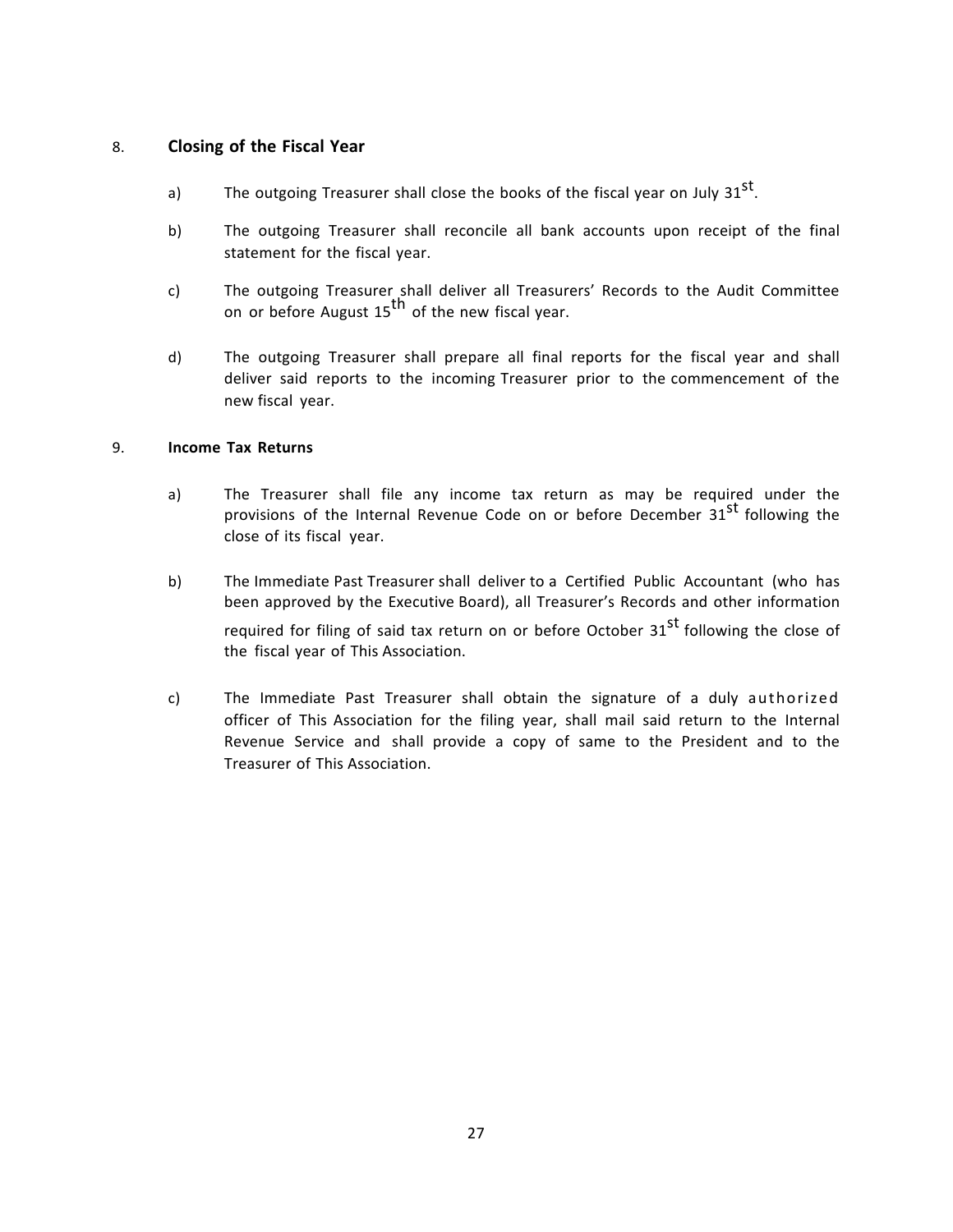8. **Closing of the Fiscal Year**

   a) The outgoing Treasurer shall close the books of the fiscal year on July 31st.

   b) The outgoing Treasurer shall reconcile all bank accounts upon receipt of the final statement for the fiscal year.

   c) The outgoing Treasurer shall deliver all Treasurers' Records to the Audit Committee on or before August 15th of the new fiscal year.

   d) The outgoing Treasurer shall prepare all final reports for the fiscal year and shall deliver said reports to the incoming Treasurer prior to the commencement of the new fiscal year.

9. **Income Tax Returns**

   a) The Treasurer shall file any income tax return as may be required under the provisions of the Internal Revenue Code on or before December 31st following the close of its fiscal year.

   b) The Immediate Past Treasurer shall deliver to a Certified Public Accountant (who has been approved by the Executive Board), all Treasurer's Records and other information required for filing of said tax return on or before October 31st following the close of the fiscal year of This Association.

   c) The Immediate Past Treasurer shall obtain the signature of a duly authorized officer of This Association for the filing year, shall mail said return to the Internal Revenue Service and shall provide a copy of same to the President and to the Treasurer of This Association.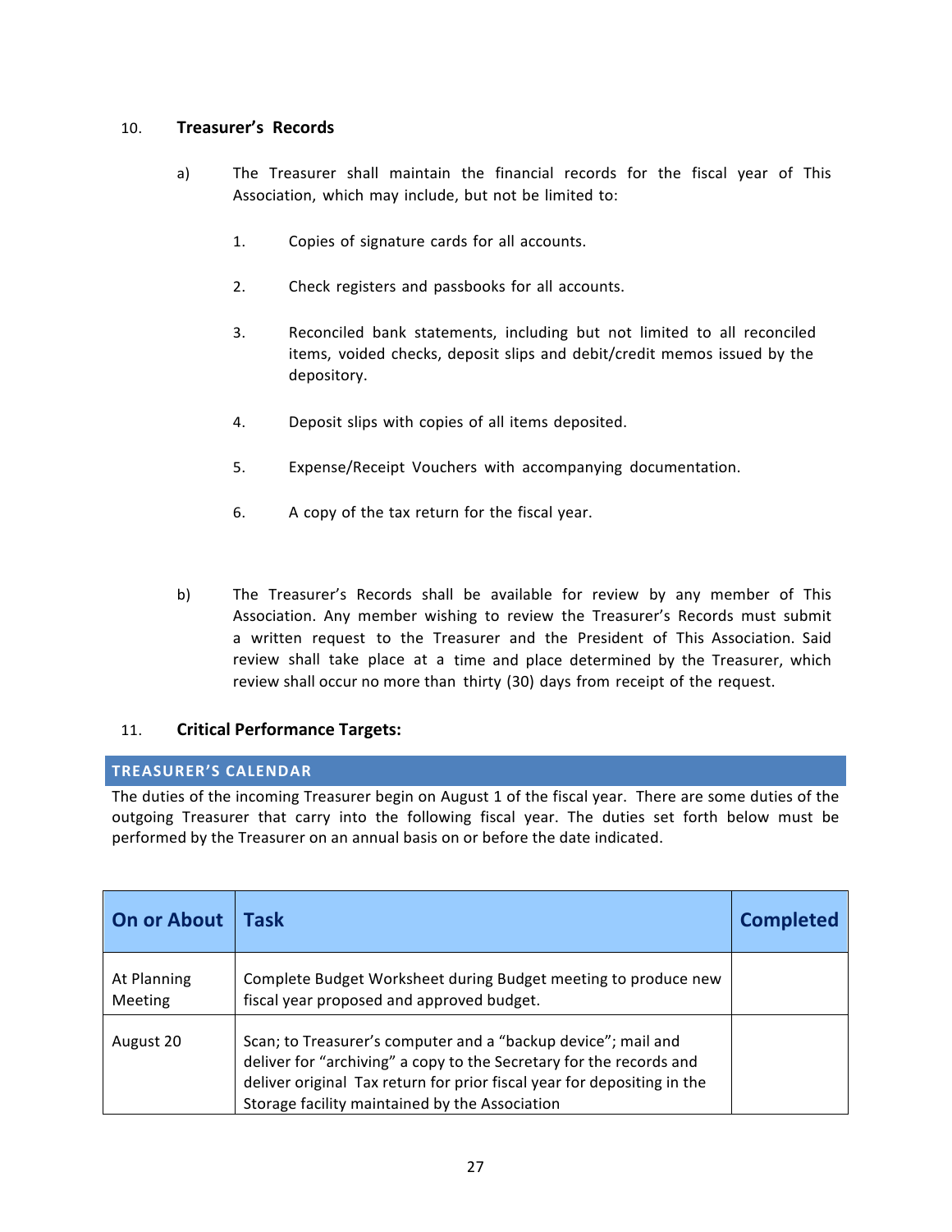## 10. Treasurer's Records

a) The Treasurer shall maintain the financial records for the fiscal year of This Association, which may include, but not be limited to:

1. Copies of signature cards for all accounts.
2. Check registers and passbooks for all accounts.
3. Reconciled bank statements, including but not limited to all reconciled items, voided checks, deposit slips and debit/credit memos issued by the depository.
4. Deposit slips with copies of all items deposited.
5. Expense/Receipt Vouchers with accompanying documentation.
6. A copy of the tax return for the fiscal year.

b) The Treasurer's Records shall be available for review by any member of This Association. Any member wishing to review the Treasurer's Records must submit a written request to the Treasurer and the President of This Association. Said review shall take place at a time and place determined by the Treasurer, which review shall occur no more than thirty (30) days from receipt of the request.

## 11. Critical Performance Targets:

### TREASURER'S CALENDAR

The duties of the incoming Treasurer begin on August 1 of the fiscal year. There are some duties of the outgoing Treasurer that carry into the following fiscal year. The duties set forth below must be performed by the Treasurer on an annual basis on or before the date indicated.

| On or About | Task | Completed |
|---|---|---|
| At Planning Meeting | Complete Budget Worksheet during Budget meeting to produce new fiscal year proposed and approved budget. | |
| August 20 | Scan; to Treasurer's computer and a "backup device"; mail and deliver for "archiving" a copy to the Secretary for the records and deliver original Tax return for prior fiscal year for depositing in the Storage facility maintained by the Association | |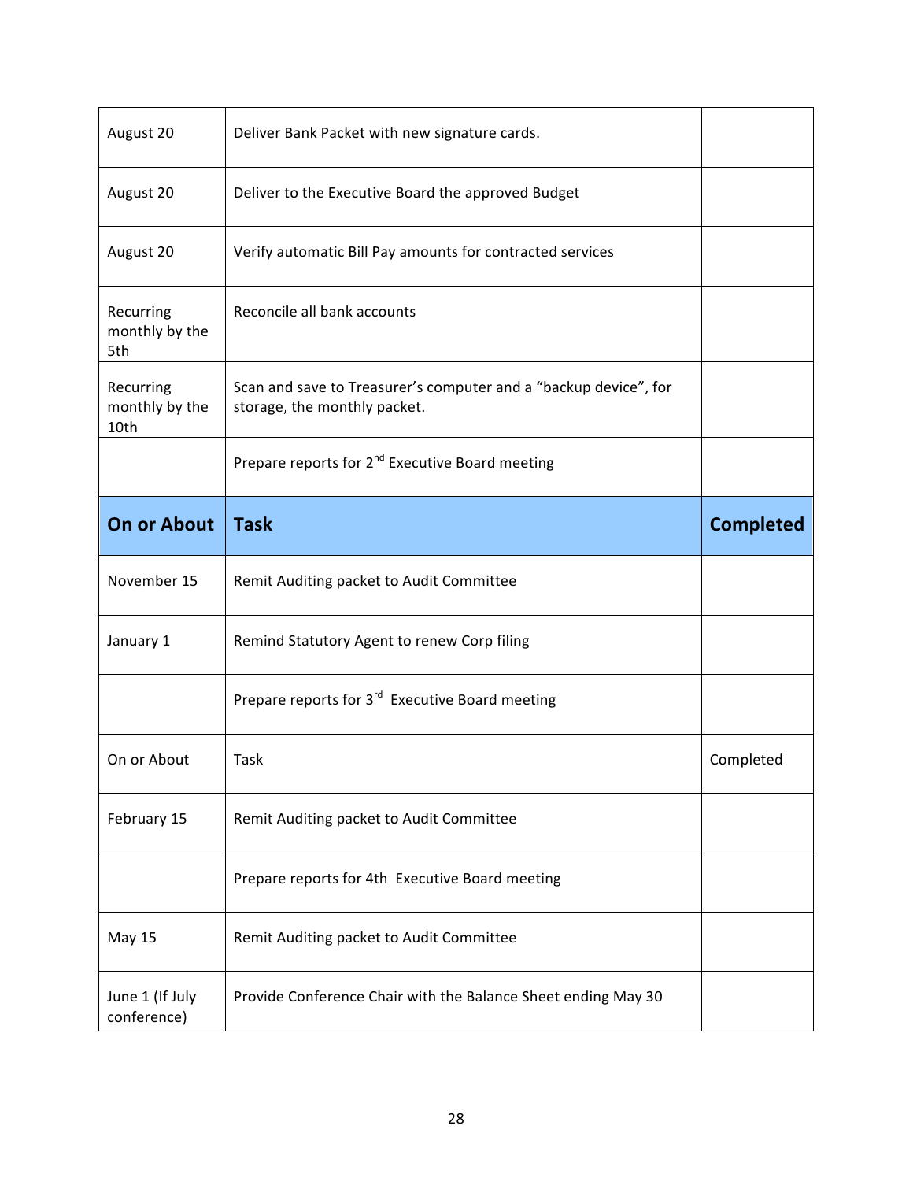| | | |
|---|---|---|
| August 20 | Deliver Bank Packet with new signature cards. | |
| August 20 | Deliver to the Executive Board the approved Budget | |
| August 20 | Verify automatic Bill Pay amounts for contracted services | |
| Recurring monthly by the 5th | Reconcile all bank accounts | |
| Recurring monthly by the 10th | Scan and save to Treasurer's computer and a "backup device", for storage, the monthly packet. | |
| | Prepare reports for 2nd Executive Board meeting | |
| **On or About** | **Task** | **Completed** |
| November 15 | Remit Auditing packet to Audit Committee | |
| January 1 | Remind Statutory Agent to renew Corp filing | |
| | Prepare reports for 3rd Executive Board meeting | |
| On or About | Task | Completed |
| February 15 | Remit Auditing packet to Audit Committee | |
| | Prepare reports for 4th Executive Board meeting | |
| May 15 | Remit Auditing packet to Audit Committee | |
| June 1 (If July conference) | Provide Conference Chair with the Balance Sheet ending May 30 | |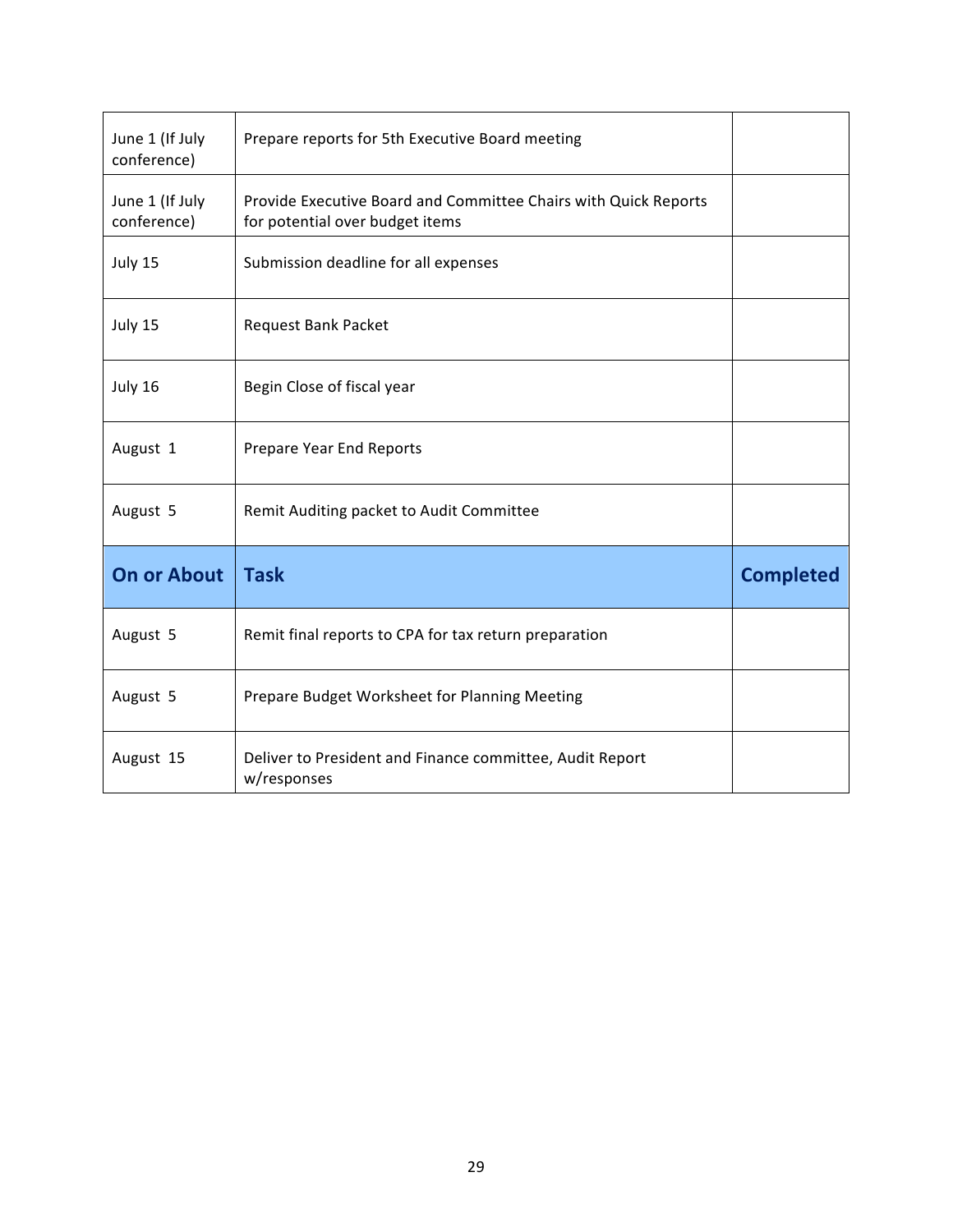| | | |
|---|---|---|
| June 1 (If July conference) | Prepare reports for 5th Executive Board meeting | |
| June 1 (If July conference) | Provide Executive Board and Committee Chairs with Quick Reports for potential over budget items | |
| July 15 | Submission deadline for all expenses | |
| July 15 | Request Bank Packet | |
| July 16 | Begin Close of fiscal year | |
| August 1 | Prepare Year End Reports | |
| August 5 | Remit Auditing packet to Audit Committee | |

| On or About | Task | Completed |
|---|---|---|
| August 5 | Remit final reports to CPA for tax return preparation | |
| August 5 | Prepare Budget Worksheet for Planning Meeting | |
| August 15 | Deliver to President and Finance committee, Audit Report w/responses | |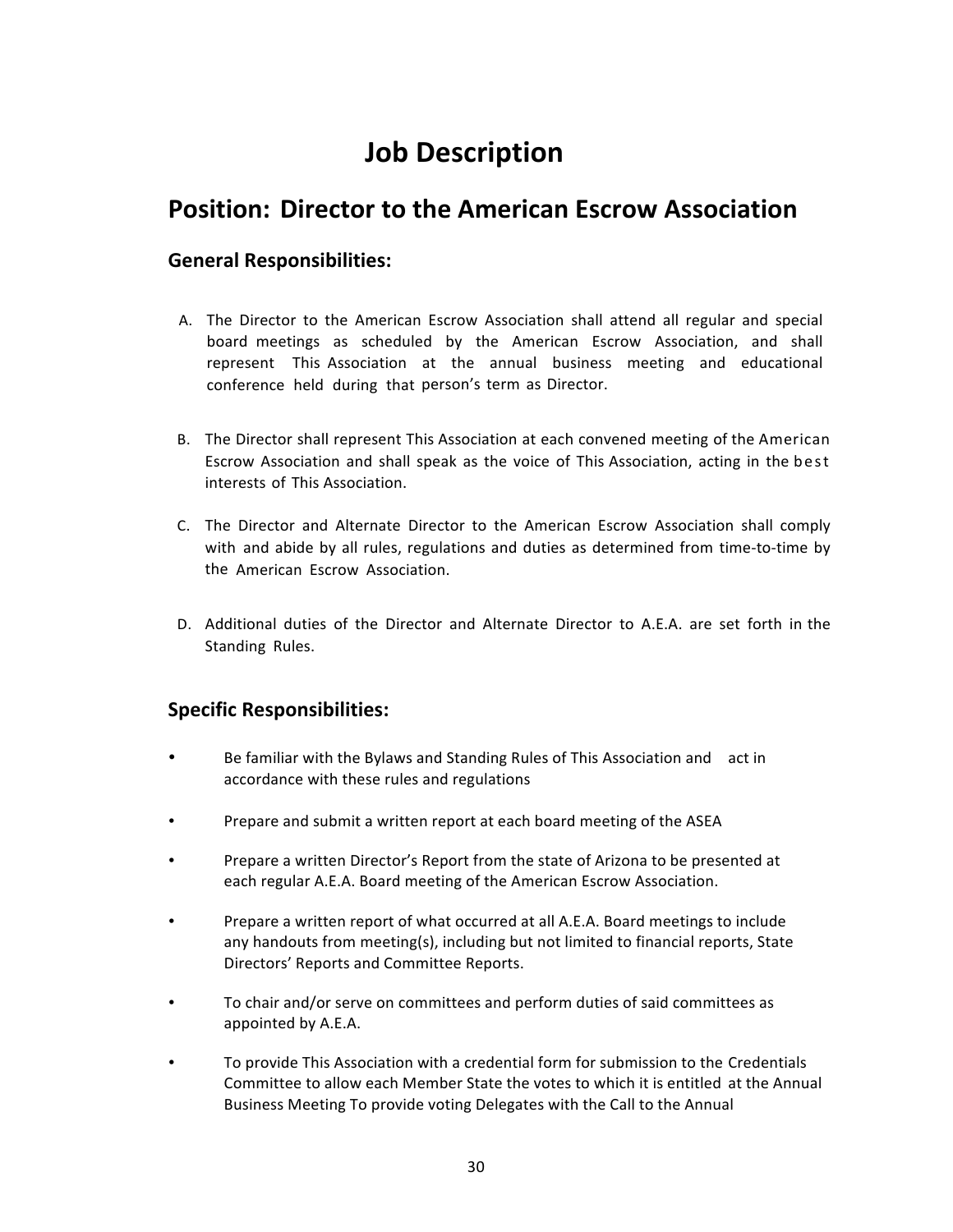# Job Description

## Position: Director to the American Escrow Association

### General Responsibilities:

A. The Director to the American Escrow Association shall attend all regular and special board meetings as scheduled by the American Escrow Association, and shall represent This Association at the annual business meeting and educational conference held during that person's term as Director.

B. The Director shall represent This Association at each convened meeting of the American Escrow Association and shall speak as the voice of This Association, acting in the best interests of This Association.

C. The Director and Alternate Director to the American Escrow Association shall comply with and abide by all rules, regulations and duties as determined from time-to-time by the American Escrow Association.

D. Additional duties of the Director and Alternate Director to A.E.A. are set forth in the Standing Rules.

### Specific Responsibilities:

- Be familiar with the Bylaws and Standing Rules of This Association and act in accordance with these rules and regulations
- Prepare and submit a written report at each board meeting of the ASEA
- Prepare a written Director's Report from the state of Arizona to be presented at each regular A.E.A. Board meeting of the American Escrow Association.
- Prepare a written report of what occurred at all A.E.A. Board meetings to include any handouts from meeting(s), including but not limited to financial reports, State Directors' Reports and Committee Reports.
- To chair and/or serve on committees and perform duties of said committees as appointed by A.E.A.
- To provide This Association with a credential form for submission to the Credentials Committee to allow each Member State the votes to which it is entitled at the Annual Business Meeting To provide voting Delegates with the Call to the Annual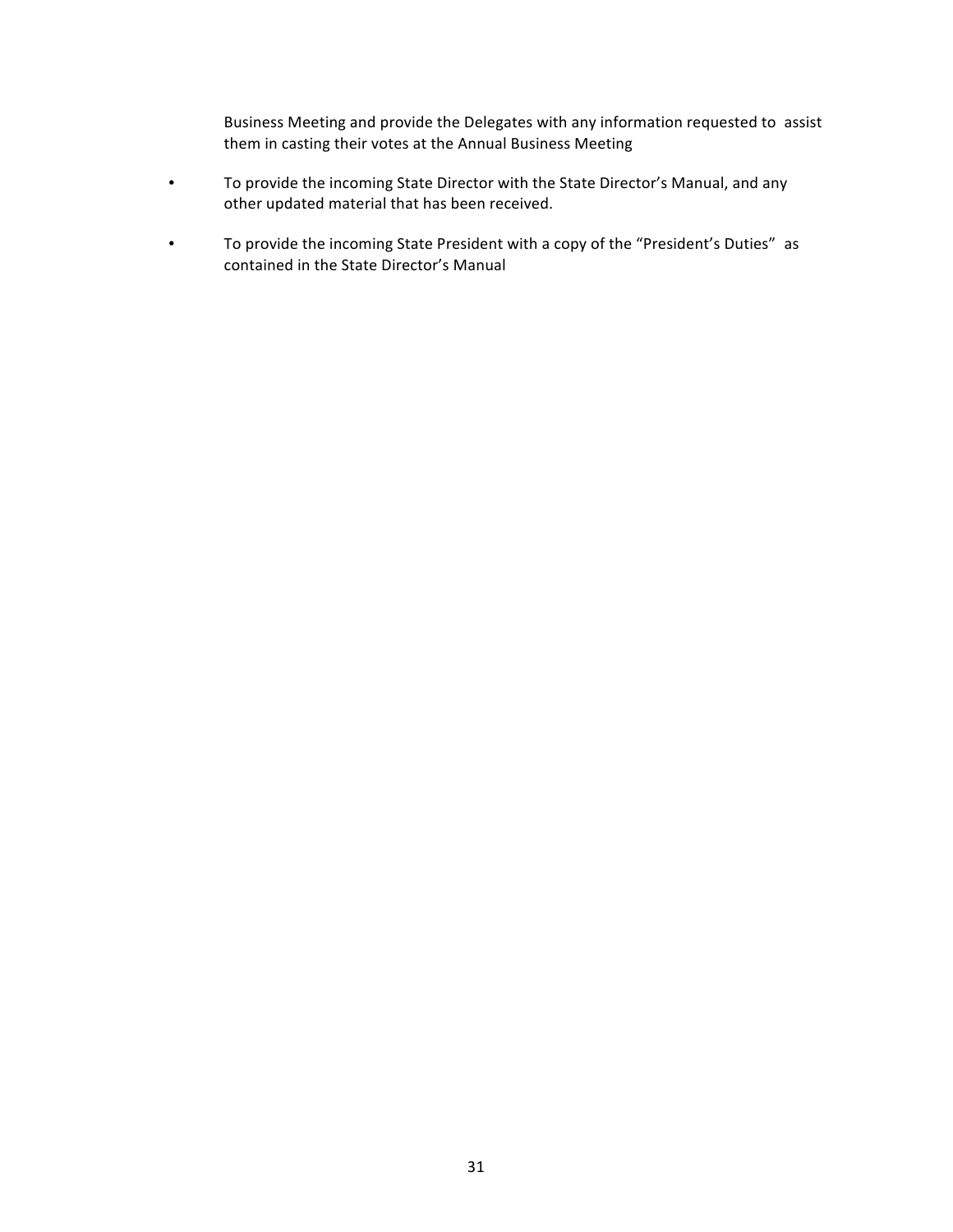Business Meeting and provide the Delegates with any information requested to assist them in casting their votes at the Annual Business Meeting

- To provide the incoming State Director with the State Director's Manual, and any other updated material that has been received.
- To provide the incoming State President with a copy of the "President's Duties" as contained in the State Director's Manual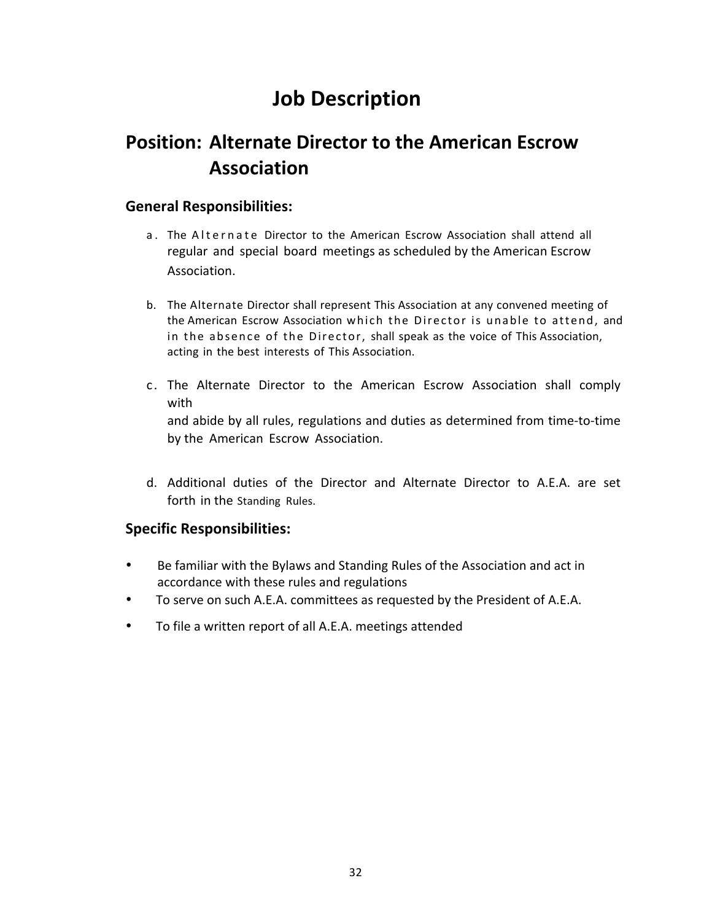# Job Description

## Position: Alternate Director to the American Escrow Association

### General Responsibilities:

a. The Alternate Director to the American Escrow Association shall attend all regular and special board meetings as scheduled by the American Escrow Association.

b. The Alternate Director shall represent This Association at any convened meeting of the American Escrow Association which the Director is unable to attend, and in the absence of the Director, shall speak as the voice of This Association, acting in the best interests of This Association.

c. The Alternate Director to the American Escrow Association shall comply with and abide by all rules, regulations and duties as determined from time-to-time by the American Escrow Association.

d. Additional duties of the Director and Alternate Director to A.E.A. are set forth in the Standing Rules.

### Specific Responsibilities:

- Be familiar with the Bylaws and Standing Rules of the Association and act in accordance with these rules and regulations
- To serve on such A.E.A. committees as requested by the President of A.E.A.
- To file a written report of all A.E.A. meetings attended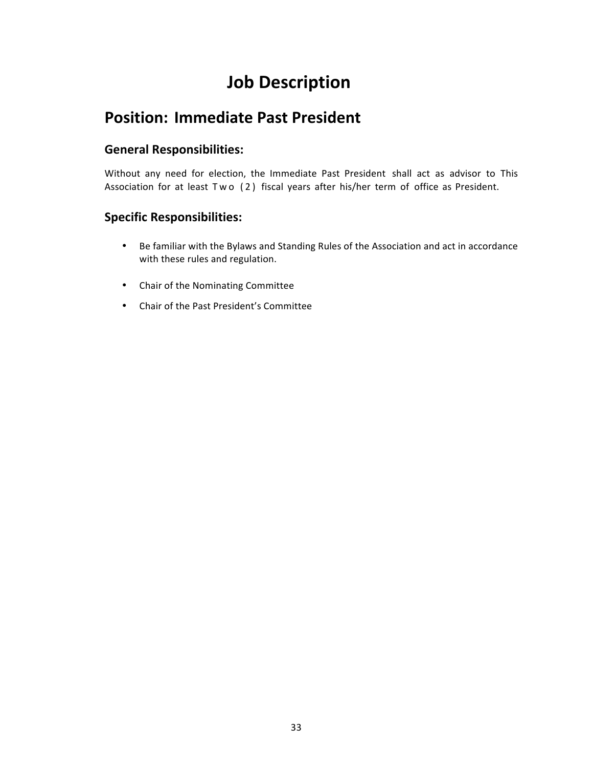# Job Description

## Position: Immediate Past President

### General Responsibilities:

Without any need for election, the Immediate Past President shall act as advisor to This Association for at least Two (2) fiscal years after his/her term of office as President.

### Specific Responsibilities:

- Be familiar with the Bylaws and Standing Rules of the Association and act in accordance with these rules and regulation.
- Chair of the Nominating Committee
- Chair of the Past President's Committee